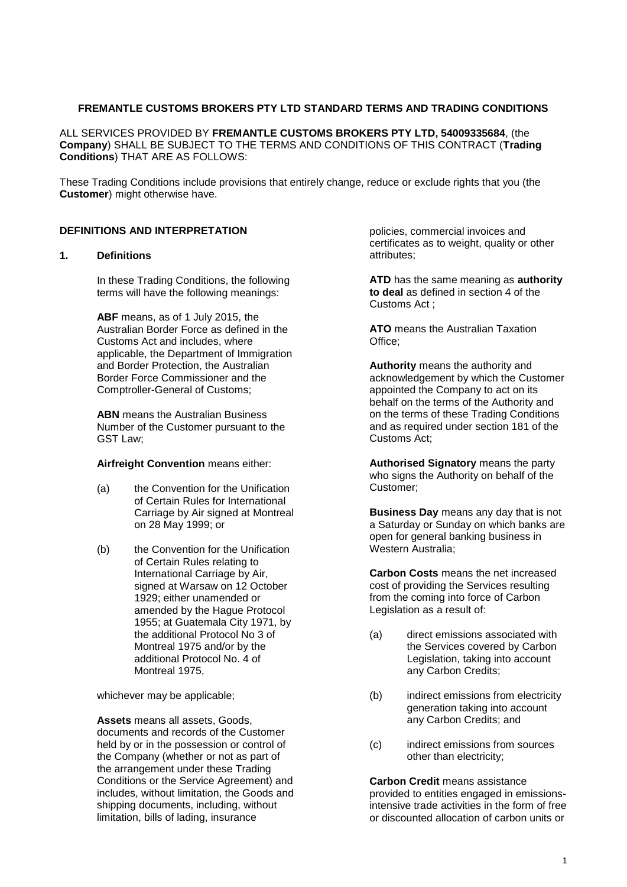**FREMANTLE CUSTOMS BROKERS PTY LTD STANDARD TERMS AND TRADING CONDITIONS**

ALL SERVICES PROVIDED BY **FREMANTLE CUSTOMS BROKERS PTY LTD, 54009335684**, (the **Company**) SHALL BE SUBJECT TO THE TERMS AND CONDITIONS OF THIS CONTRACT (**Trading Conditions**) THAT ARE AS FOLLOWS:

These Trading Conditions include provisions that entirely change, reduce or exclude rights that you (the **Customer**) might otherwise have.

**DEFINITIONS AND INTERPRETATION**

**1. Definitions**

In these Trading Conditions, the following terms will have the following meanings:

**ABF** means, as of 1 July 2015, the Australian Border Force as defined in the Customs Act and includes, where applicable, the Department of Immigration and Border Protection, the Australian Border Force Commissioner and the Comptroller-General of Customs;

**ABN** means the Australian Business Number of the Customer pursuant to the GST Law;

**Airfreight Convention** means either:

(a) the Convention for the Unification of Certain Rules for International Carriage by Air signed at Montreal on 28 May 1999; or

(b) the Convention for the Unification of Certain Rules relating to International Carriage by Air, signed at Warsaw on 12 October 1929; either unamended or amended by the Hague Protocol 1955; at Guatemala City 1971, by the additional Protocol No 3 of Montreal 1975 and/or by the additional Protocol No. 4 of Montreal 1975,

whichever may be applicable;

**Assets** means all assets, Goods, documents and records of the Customer held by or in the possession or control of the Company (whether or not as part of the arrangement under these Trading Conditions or the Service Agreement) and includes, without limitation, the Goods and shipping documents, including, without limitation, bills of lading, insurance policies, commercial invoices and certificates as to weight, quality or other attributes;

**ATD** has the same meaning as **authority to deal** as defined in section 4 of the Customs Act ;

**ATO** means the Australian Taxation Office;

**Authority** means the authority and acknowledgement by which the Customer appointed the Company to act on its behalf on the terms of the Authority and on the terms of these Trading Conditions and as required under section 181 of the Customs Act;

**Authorised Signatory** means the party who signs the Authority on behalf of the Customer;

**Business Day** means any day that is not a Saturday or Sunday on which banks are open for general banking business in Western Australia;

**Carbon Costs** means the net increased cost of providing the Services resulting from the coming into force of Carbon Legislation as a result of:

(a) direct emissions associated with the Services covered by Carbon Legislation, taking into account any Carbon Credits;

(b) indirect emissions from electricity generation taking into account any Carbon Credits; and

(c) indirect emissions from sources other than electricity;

**Carbon Credit** means assistance provided to entities engaged in emissions-intensive trade activities in the form of free or discounted allocation of carbon units or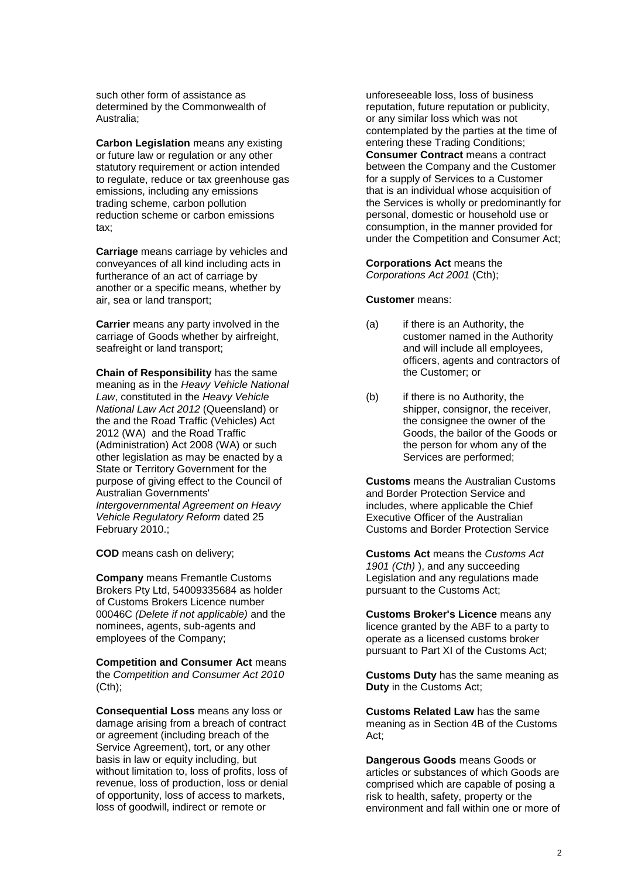such other form of assistance as determined by the Commonwealth of Australia;

**Carbon Legislation** means any existing or future law or regulation or any other statutory requirement or action intended to regulate, reduce or tax greenhouse gas emissions, including any emissions trading scheme, carbon pollution reduction scheme or carbon emissions tax;

**Carriage** means carriage by vehicles and conveyances of all kind including acts in furtherance of an act of carriage by another or a specific means, whether by air, sea or land transport;

**Carrier** means any party involved in the carriage of Goods whether by airfreight, seafreight or land transport;

**Chain of Responsibility** has the same meaning as in the *Heavy Vehicle National Law*, constituted in the *Heavy Vehicle National Law Act 2012* (Queensland) or the and the Road Traffic (Vehicles) Act 2012 (WA) and the Road Traffic (Administration) Act 2008 (WA) or such other legislation as may be enacted by a State or Territory Government for the purpose of giving effect to the Council of Australian Governments' *Intergovernmental Agreement on Heavy Vehicle Regulatory Reform* dated 25 February 2010.;

**COD** means cash on delivery;

**Company** means Fremantle Customs Brokers Pty Ltd, 54009335684 as holder of Customs Brokers Licence number 00046C *(Delete if not applicable)* and the nominees, agents, sub-agents and employees of the Company;

**Competition and Consumer Act** means the *Competition and Consumer Act 2010* (Cth);

**Consequential Loss** means any loss or damage arising from a breach of contract or agreement (including breach of the Service Agreement), tort, or any other basis in law or equity including, but without limitation to, loss of profits, loss of revenue, loss of production, loss or denial of opportunity, loss of access to markets, loss of goodwill, indirect or remote or unforeseeable loss, loss of business reputation, future reputation or publicity, or any similar loss which was not contemplated by the parties at the time of entering these Trading Conditions;

**Consumer Contract** means a contract between the Company and the Customer for a supply of Services to a Customer that is an individual whose acquisition of the Services is wholly or predominantly for personal, domestic or household use or consumption, in the manner provided for under the Competition and Consumer Act;

**Corporations Act** means the *Corporations Act 2001* (Cth);

**Customer** means:

(a) if there is an Authority, the customer named in the Authority and will include all employees, officers, agents and contractors of the Customer; or

(b) if there is no Authority, the shipper, consignor, the receiver, the consignee the owner of the Goods, the bailor of the Goods or the person for whom any of the Services are performed;

**Customs** means the Australian Customs and Border Protection Service and includes, where applicable the Chief Executive Officer of the Australian Customs and Border Protection Service

**Customs Act** means the *Customs Act 1901 (Cth)* ), and any succeeding Legislation and any regulations made pursuant to the Customs Act;

**Customs Broker's Licence** means any licence granted by the ABF to a party to operate as a licensed customs broker pursuant to Part XI of the Customs Act;

**Customs Duty** has the same meaning as **Duty** in the Customs Act;

**Customs Related Law** has the same meaning as in Section 4B of the Customs Act;

**Dangerous Goods** means Goods or articles or substances of which Goods are comprised which are capable of posing a risk to health, safety, property or the environment and fall within one or more of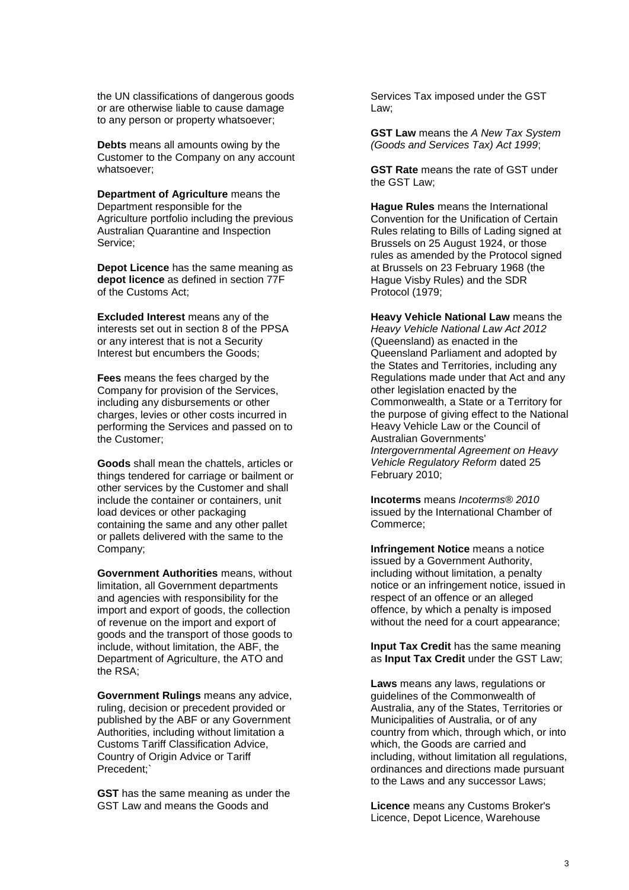the UN classifications of dangerous goods or are otherwise liable to cause damage to any person or property whatsoever;

**Debts** means all amounts owing by the Customer to the Company on any account whatsoever;

**Department of Agriculture** means the Department responsible for the Agriculture portfolio including the previous Australian Quarantine and Inspection Service;

**Depot Licence** has the same meaning as **depot licence** as defined in section 77F of the Customs Act;

**Excluded Interest** means any of the interests set out in section 8 of the PPSA or any interest that is not a Security Interest but encumbers the Goods;

**Fees** means the fees charged by the Company for provision of the Services, including any disbursements or other charges, levies or other costs incurred in performing the Services and passed on to the Customer;

**Goods** shall mean the chattels, articles or things tendered for carriage or bailment or other services by the Customer and shall include the container or containers, unit load devices or other packaging containing the same and any other pallet or pallets delivered with the same to the Company;

**Government Authorities** means, without limitation, all Government departments and agencies with responsibility for the import and export of goods, the collection of revenue on the import and export of goods and the transport of those goods to include, without limitation, the ABF, the Department of Agriculture, the ATO and the RSA;

**Government Rulings** means any advice, ruling, decision or precedent provided or published by the ABF or any Government Authorities, including without limitation a Customs Tariff Classification Advice, Country of Origin Advice or Tariff Precedent;`

**GST** has the same meaning as under the GST Law and means the Goods and Services Tax imposed under the GST Law;

**GST Law** means the *A New Tax System (Goods and Services Tax) Act 1999*;

**GST Rate** means the rate of GST under the GST Law;

**Hague Rules** means the International Convention for the Unification of Certain Rules relating to Bills of Lading signed at Brussels on 25 August 1924, or those rules as amended by the Protocol signed at Brussels on 23 February 1968 (the Hague Visby Rules) and the SDR Protocol (1979;

**Heavy Vehicle National Law** means the *Heavy Vehicle National Law Act 2012* (Queensland) as enacted in the Queensland Parliament and adopted by the States and Territories, including any Regulations made under that Act and any other legislation enacted by the Commonwealth, a State or a Territory for the purpose of giving effect to the National Heavy Vehicle Law or the Council of Australian Governments' *Intergovernmental Agreement on Heavy Vehicle Regulatory Reform* dated 25 February 2010;

**Incoterms** means *Incoterms® 2010* issued by the International Chamber of Commerce;

**Infringement Notice** means a notice issued by a Government Authority, including without limitation, a penalty notice or an infringement notice, issued in respect of an offence or an alleged offence, by which a penalty is imposed without the need for a court appearance;

**Input Tax Credit** has the same meaning as **Input Tax Credit** under the GST Law;

**Laws** means any laws, regulations or guidelines of the Commonwealth of Australia, any of the States, Territories or Municipalities of Australia, or of any country from which, through which, or into which, the Goods are carried and including, without limitation all regulations, ordinances and directions made pursuant to the Laws and any successor Laws;

**Licence** means any Customs Broker's Licence, Depot Licence, Warehouse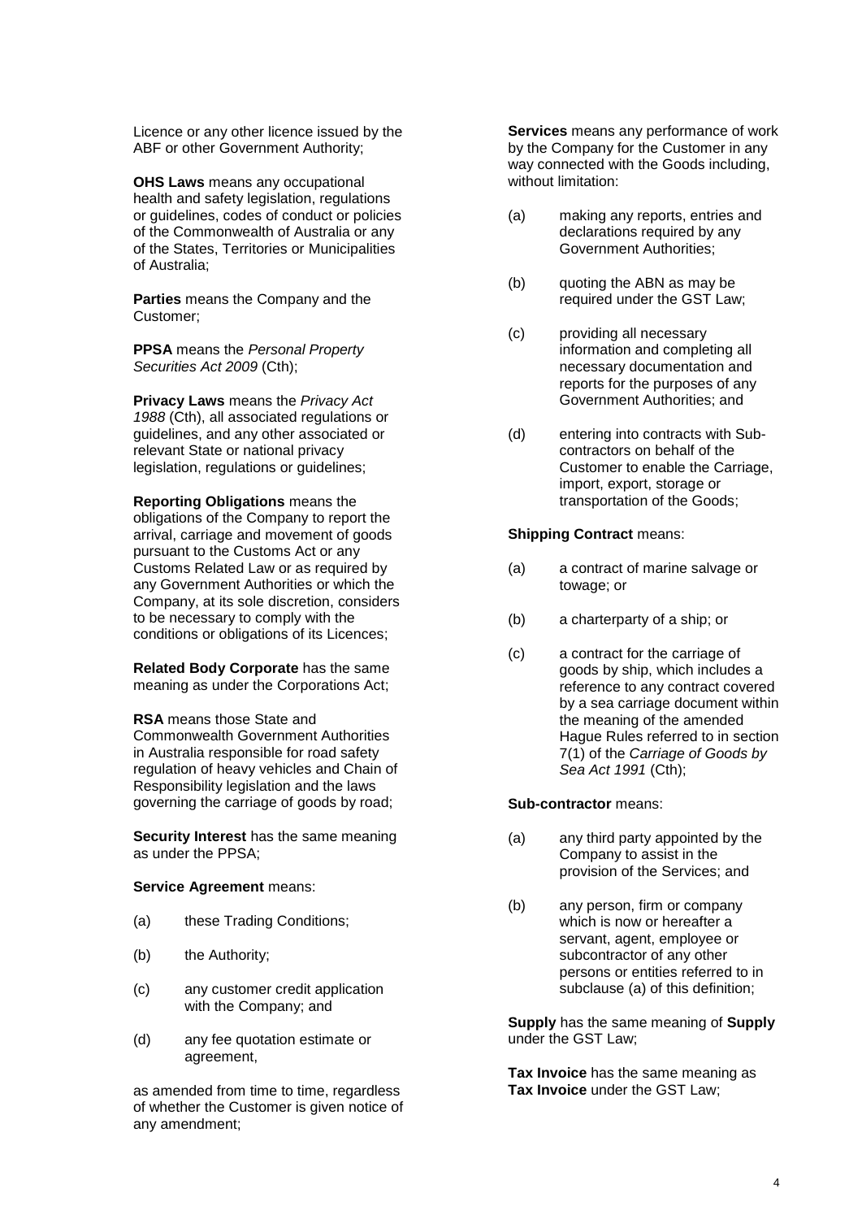Licence or any other licence issued by the ABF or other Government Authority;

**OHS Laws** means any occupational health and safety legislation, regulations or guidelines, codes of conduct or policies of the Commonwealth of Australia or any of the States, Territories or Municipalities of Australia;

**Parties** means the Company and the Customer;

**PPSA** means the *Personal Property Securities Act 2009* (Cth);

**Privacy Laws** means the *Privacy Act 1988* (Cth), all associated regulations or guidelines, and any other associated or relevant State or national privacy legislation, regulations or guidelines;

**Reporting Obligations** means the obligations of the Company to report the arrival, carriage and movement of goods pursuant to the Customs Act or any Customs Related Law or as required by any Government Authorities or which the Company, at its sole discretion, considers to be necessary to comply with the conditions or obligations of its Licences;

**Related Body Corporate** has the same meaning as under the Corporations Act;

**RSA** means those State and Commonwealth Government Authorities in Australia responsible for road safety regulation of heavy vehicles and Chain of Responsibility legislation and the laws governing the carriage of goods by road;

**Security Interest** has the same meaning as under the PPSA;

**Service Agreement** means:

(a) these Trading Conditions;

(b) the Authority;

(c) any customer credit application with the Company; and

(d) any fee quotation estimate or agreement,

as amended from time to time, regardless of whether the Customer is given notice of any amendment;

**Services** means any performance of work by the Company for the Customer in any way connected with the Goods including, without limitation:

(a) making any reports, entries and declarations required by any Government Authorities;

(b) quoting the ABN as may be required under the GST Law;

(c) providing all necessary information and completing all necessary documentation and reports for the purposes of any Government Authorities; and

(d) entering into contracts with Sub-contractors on behalf of the Customer to enable the Carriage, import, export, storage or transportation of the Goods;

**Shipping Contract** means:

(a) a contract of marine salvage or towage; or

(b) a charterparty of a ship; or

(c) a contract for the carriage of goods by ship, which includes a reference to any contract covered by a sea carriage document within the meaning of the amended Hague Rules referred to in section 7(1) of the *Carriage of Goods by Sea Act 1991* (Cth);

**Sub-contractor** means:

(a) any third party appointed by the Company to assist in the provision of the Services; and

(b) any person, firm or company which is now or hereafter a servant, agent, employee or subcontractor of any other persons or entities referred to in subclause (a) of this definition;

**Supply** has the same meaning of **Supply** under the GST Law;

**Tax Invoice** has the same meaning as **Tax Invoice** under the GST Law;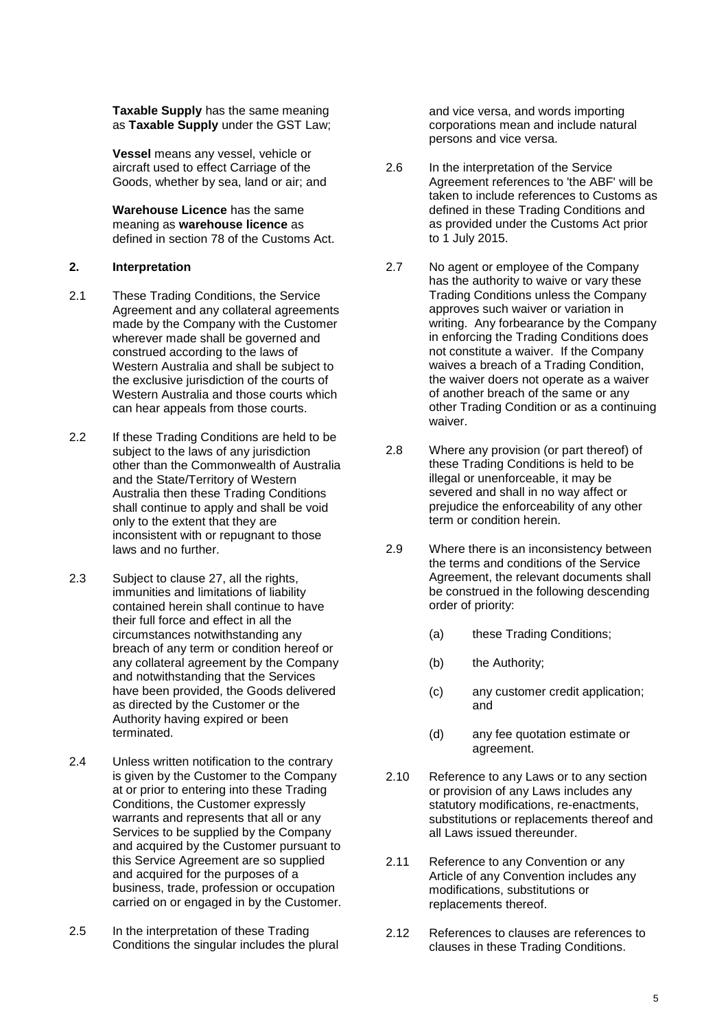**Taxable Supply** has the same meaning as **Taxable Supply** under the GST Law;

**Vessel** means any vessel, vehicle or aircraft used to effect Carriage of the Goods, whether by sea, land or air; and

**Warehouse Licence** has the same meaning as **warehouse licence** as defined in section 78 of the Customs Act.

## 2. Interpretation

2.1 These Trading Conditions, the Service Agreement and any collateral agreements made by the Company with the Customer wherever made shall be governed and construed according to the laws of Western Australia and shall be subject to the exclusive jurisdiction of the courts of Western Australia and those courts which can hear appeals from those courts.

2.2 If these Trading Conditions are held to be subject to the laws of any jurisdiction other than the Commonwealth of Australia and the State/Territory of Western Australia then these Trading Conditions shall continue to apply and shall be void only to the extent that they are inconsistent with or repugnant to those laws and no further.

2.3 Subject to clause 27, all the rights, immunities and limitations of liability contained herein shall continue to have their full force and effect in all the circumstances notwithstanding any breach of any term or condition hereof or any collateral agreement by the Company and notwithstanding that the Services have been provided, the Goods delivered as directed by the Customer or the Authority having expired or been terminated.

2.4 Unless written notification to the contrary is given by the Customer to the Company at or prior to entering into these Trading Conditions, the Customer expressly warrants and represents that all or any Services to be supplied by the Company and acquired by the Customer pursuant to this Service Agreement are so supplied and acquired for the purposes of a business, trade, profession or occupation carried on or engaged in by the Customer.

2.5 In the interpretation of these Trading Conditions the singular includes the plural and vice versa, and words importing corporations mean and include natural persons and vice versa.

2.6 In the interpretation of the Service Agreement references to 'the ABF' will be taken to include references to Customs as defined in these Trading Conditions and as provided under the Customs Act prior to 1 July 2015.

2.7 No agent or employee of the Company has the authority to waive or vary these Trading Conditions unless the Company approves such waiver or variation in writing. Any forbearance by the Company in enforcing the Trading Conditions does not constitute a waiver. If the Company waives a breach of a Trading Condition, the waiver doers not operate as a waiver of another breach of the same or any other Trading Condition or as a continuing waiver.

2.8 Where any provision (or part thereof) of these Trading Conditions is held to be illegal or unenforceable, it may be severed and shall in no way affect or prejudice the enforceability of any other term or condition herein.

2.9 Where there is an inconsistency between the terms and conditions of the Service Agreement, the relevant documents shall be construed in the following descending order of priority:

(a) these Trading Conditions;

(b) the Authority;

(c) any customer credit application; and

(d) any fee quotation estimate or agreement.

2.10 Reference to any Laws or to any section or provision of any Laws includes any statutory modifications, re-enactments, substitutions or replacements thereof and all Laws issued thereunder.

2.11 Reference to any Convention or any Article of any Convention includes any modifications, substitutions or replacements thereof.

2.12 References to clauses are references to clauses in these Trading Conditions.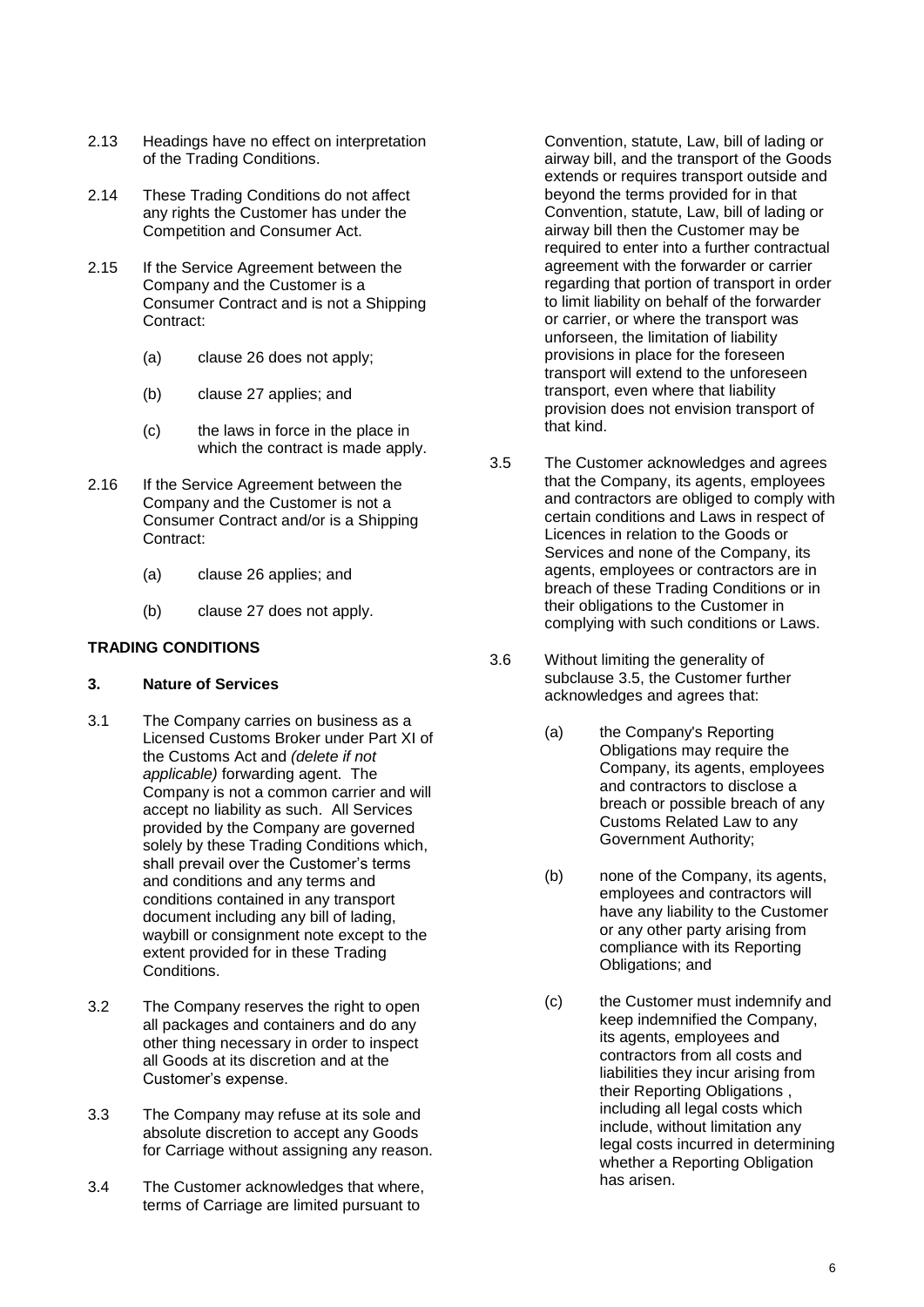2.13 Headings have no effect on interpretation of the Trading Conditions.

2.14 These Trading Conditions do not affect any rights the Customer has under the Competition and Consumer Act.

2.15 If the Service Agreement between the Company and the Customer is a Consumer Contract and is not a Shipping Contract:

(a) clause 26 does not apply;

(b) clause 27 applies; and

(c) the laws in force in the place in which the contract is made apply.

2.16 If the Service Agreement between the Company and the Customer is not a Consumer Contract and/or is a Shipping Contract:

(a) clause 26 applies; and

(b) clause 27 does not apply.

**TRADING CONDITIONS**

**3. Nature of Services**

3.1 The Company carries on business as a Licensed Customs Broker under Part XI of the Customs Act and *(delete if not applicable)* forwarding agent. The Company is not a common carrier and will accept no liability as such. All Services provided by the Company are governed solely by these Trading Conditions which, shall prevail over the Customer's terms and conditions and any terms and conditions contained in any transport document including any bill of lading, waybill or consignment note except to the extent provided for in these Trading Conditions.

3.2 The Company reserves the right to open all packages and containers and do any other thing necessary in order to inspect all Goods at its discretion and at the Customer's expense.

3.3 The Company may refuse at its sole and absolute discretion to accept any Goods for Carriage without assigning any reason.

3.4 The Customer acknowledges that where, terms of Carriage are limited pursuant to Convention, statute, Law, bill of lading or airway bill, and the transport of the Goods extends or requires transport outside and beyond the terms provided for in that Convention, statute, Law, bill of lading or airway bill then the Customer may be required to enter into a further contractual agreement with the forwarder or carrier regarding that portion of transport in order to limit liability on behalf of the forwarder or carrier, or where the transport was unforseen, the limitation of liability provisions in place for the foreseen transport will extend to the unforeseen transport, even where that liability provision does not envision transport of that kind.

3.5 The Customer acknowledges and agrees that the Company, its agents, employees and contractors are obliged to comply with certain conditions and Laws in respect of Licences in relation to the Goods or Services and none of the Company, its agents, employees or contractors are in breach of these Trading Conditions or in their obligations to the Customer in complying with such conditions or Laws.

3.6 Without limiting the generality of subclause 3.5, the Customer further acknowledges and agrees that:

(a) the Company's Reporting Obligations may require the Company, its agents, employees and contractors to disclose a breach or possible breach of any Customs Related Law to any Government Authority;

(b) none of the Company, its agents, employees and contractors will have any liability to the Customer or any other party arising from compliance with its Reporting Obligations; and

(c) the Customer must indemnify and keep indemnified the Company, its agents, employees and contractors from all costs and liabilities they incur arising from their Reporting Obligations , including all legal costs which include, without limitation any legal costs incurred in determining whether a Reporting Obligation has arisen.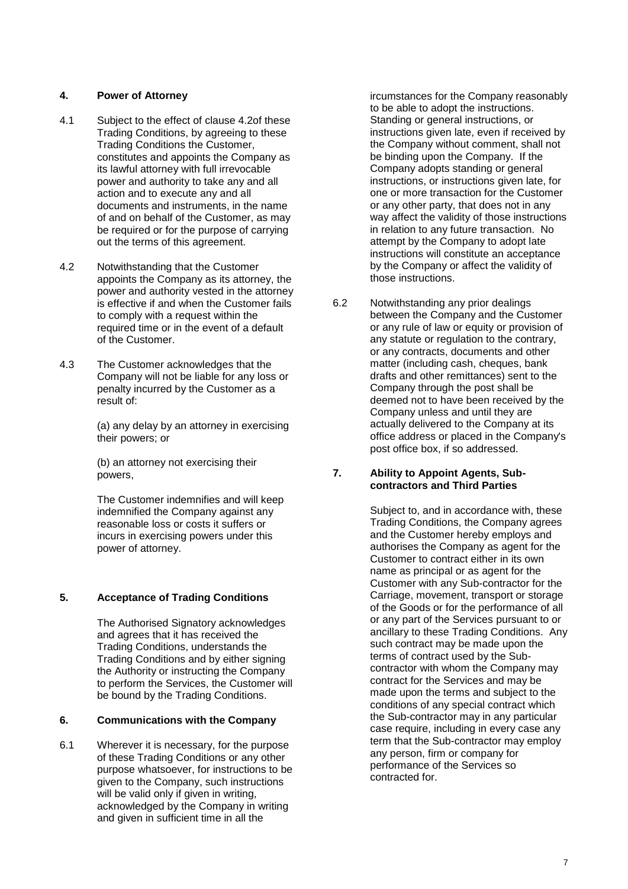## 4. Power of Attorney

4.1 Subject to the effect of clause 4.2of these Trading Conditions, by agreeing to these Trading Conditions the Customer, constitutes and appoints the Company as its lawful attorney with full irrevocable power and authority to take any and all action and to execute any and all documents and instruments, in the name of and on behalf of the Customer, as may be required or for the purpose of carrying out the terms of this agreement.

4.2 Notwithstanding that the Customer appoints the Company as its attorney, the power and authority vested in the attorney is effective if and when the Customer fails to comply with a request within the required time or in the event of a default of the Customer.

4.3 The Customer acknowledges that the Company will not be liable for any loss or penalty incurred by the Customer as a result of:

(a) any delay by an attorney in exercising their powers; or

(b) an attorney not exercising their powers,

The Customer indemnifies and will keep indemnified the Company against any reasonable loss or costs it suffers or incurs in exercising powers under this power of attorney.

## 5. Acceptance of Trading Conditions

The Authorised Signatory acknowledges and agrees that it has received the Trading Conditions, understands the Trading Conditions and by either signing the Authority or instructing the Company to perform the Services, the Customer will be bound by the Trading Conditions.

## 6. Communications with the Company

6.1 Wherever it is necessary, for the purpose of these Trading Conditions or any other purpose whatsoever, for instructions to be given to the Company, such instructions will be valid only if given in writing, acknowledged by the Company in writing and given in sufficient time in all the ircumstances for the Company reasonably to be able to adopt the instructions. Standing or general instructions, or instructions given late, even if received by the Company without comment, shall not be binding upon the Company. If the Company adopts standing or general instructions, or instructions given late, for one or more transaction for the Customer or any other party, that does not in any way affect the validity of those instructions in relation to any future transaction. No attempt by the Company to adopt late instructions will constitute an acceptance by the Company or affect the validity of those instructions.

6.2 Notwithstanding any prior dealings between the Company and the Customer or any rule of law or equity or provision of any statute or regulation to the contrary, or any contracts, documents and other matter (including cash, cheques, bank drafts and other remittances) sent to the Company through the post shall be deemed not to have been received by the Company unless and until they are actually delivered to the Company at its office address or placed in the Company's post office box, if so addressed.

## 7. Ability to Appoint Agents, Sub-contractors and Third Parties

Subject to, and in accordance with, these Trading Conditions, the Company agrees and the Customer hereby employs and authorises the Company as agent for the Customer to contract either in its own name as principal or as agent for the Customer with any Sub-contractor for the Carriage, movement, transport or storage of the Goods or for the performance of all or any part of the Services pursuant to or ancillary to these Trading Conditions. Any such contract may be made upon the terms of contract used by the Sub-contractor with whom the Company may contract for the Services and may be made upon the terms and subject to the conditions of any special contract which the Sub-contractor may in any particular case require, including in every case any term that the Sub-contractor may employ any person, firm or company for performance of the Services so contracted for.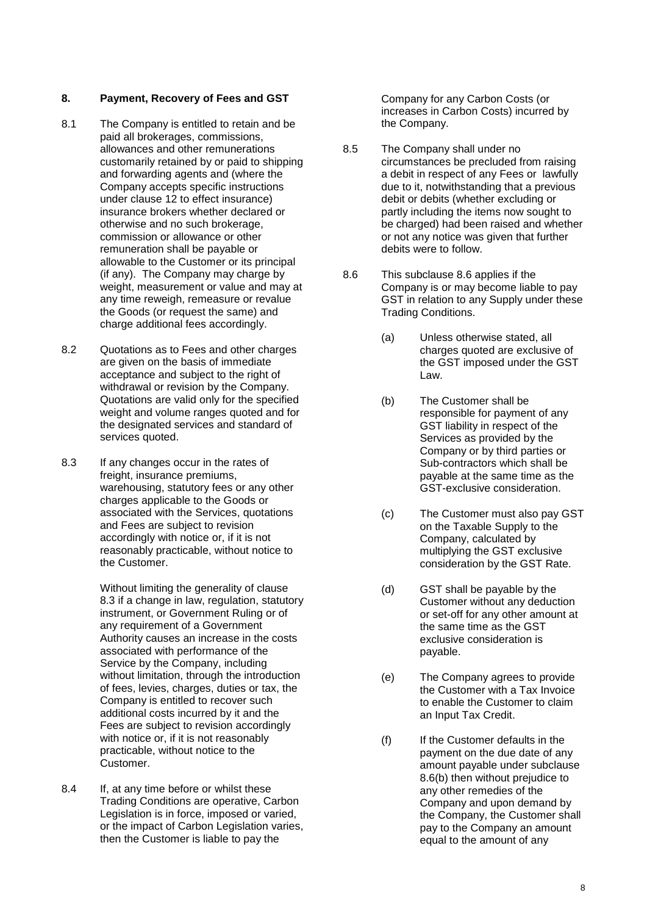## 8. Payment, Recovery of Fees and GST

8.1 The Company is entitled to retain and be paid all brokerages, commissions, allowances and other remunerations customarily retained by or paid to shipping and forwarding agents and (where the Company accepts specific instructions under clause 12 to effect insurance) insurance brokers whether declared or otherwise and no such brokerage, commission or allowance or other remuneration shall be payable or allowable to the Customer or its principal (if any). The Company may charge by weight, measurement or value and may at any time reweigh, remeasure or revalue the Goods (or request the same) and charge additional fees accordingly.

8.2 Quotations as to Fees and other charges are given on the basis of immediate acceptance and subject to the right of withdrawal or revision by the Company. Quotations are valid only for the specified weight and volume ranges quoted and for the designated services and standard of services quoted.

8.3 If any changes occur in the rates of freight, insurance premiums, warehousing, statutory fees or any other charges applicable to the Goods or associated with the Services, quotations and Fees are subject to revision accordingly with notice or, if it is not reasonably practicable, without notice to the Customer.

Without limiting the generality of clause 8.3 if a change in law, regulation, statutory instrument, or Government Ruling or of any requirement of a Government Authority causes an increase in the costs associated with performance of the Service by the Company, including without limitation, through the introduction of fees, levies, charges, duties or tax, the Company is entitled to recover such additional costs incurred by it and the Fees are subject to revision accordingly with notice or, if it is not reasonably practicable, without notice to the Customer.

8.4 If, at any time before or whilst these Trading Conditions are operative, Carbon Legislation is in force, imposed or varied, or the impact of Carbon Legislation varies, then the Customer is liable to pay the Company for any Carbon Costs (or increases in Carbon Costs) incurred by the Company.

8.5 The Company shall under no circumstances be precluded from raising a debit in respect of any Fees or lawfully due to it, notwithstanding that a previous debit or debits (whether excluding or partly including the items now sought to be charged) had been raised and whether or not any notice was given that further debits were to follow.

8.6 This subclause 8.6 applies if the Company is or may become liable to pay GST in relation to any Supply under these Trading Conditions.

(a) Unless otherwise stated, all charges quoted are exclusive of the GST imposed under the GST Law.

(b) The Customer shall be responsible for payment of any GST liability in respect of the Services as provided by the Company or by third parties or Sub-contractors which shall be payable at the same time as the GST-exclusive consideration.

(c) The Customer must also pay GST on the Taxable Supply to the Company, calculated by multiplying the GST exclusive consideration by the GST Rate.

(d) GST shall be payable by the Customer without any deduction or set-off for any other amount at the same time as the GST exclusive consideration is payable.

(e) The Company agrees to provide the Customer with a Tax Invoice to enable the Customer to claim an Input Tax Credit.

(f) If the Customer defaults in the payment on the due date of any amount payable under subclause 8.6(b) then without prejudice to any other remedies of the Company and upon demand by the Company, the Customer shall pay to the Company an amount equal to the amount of any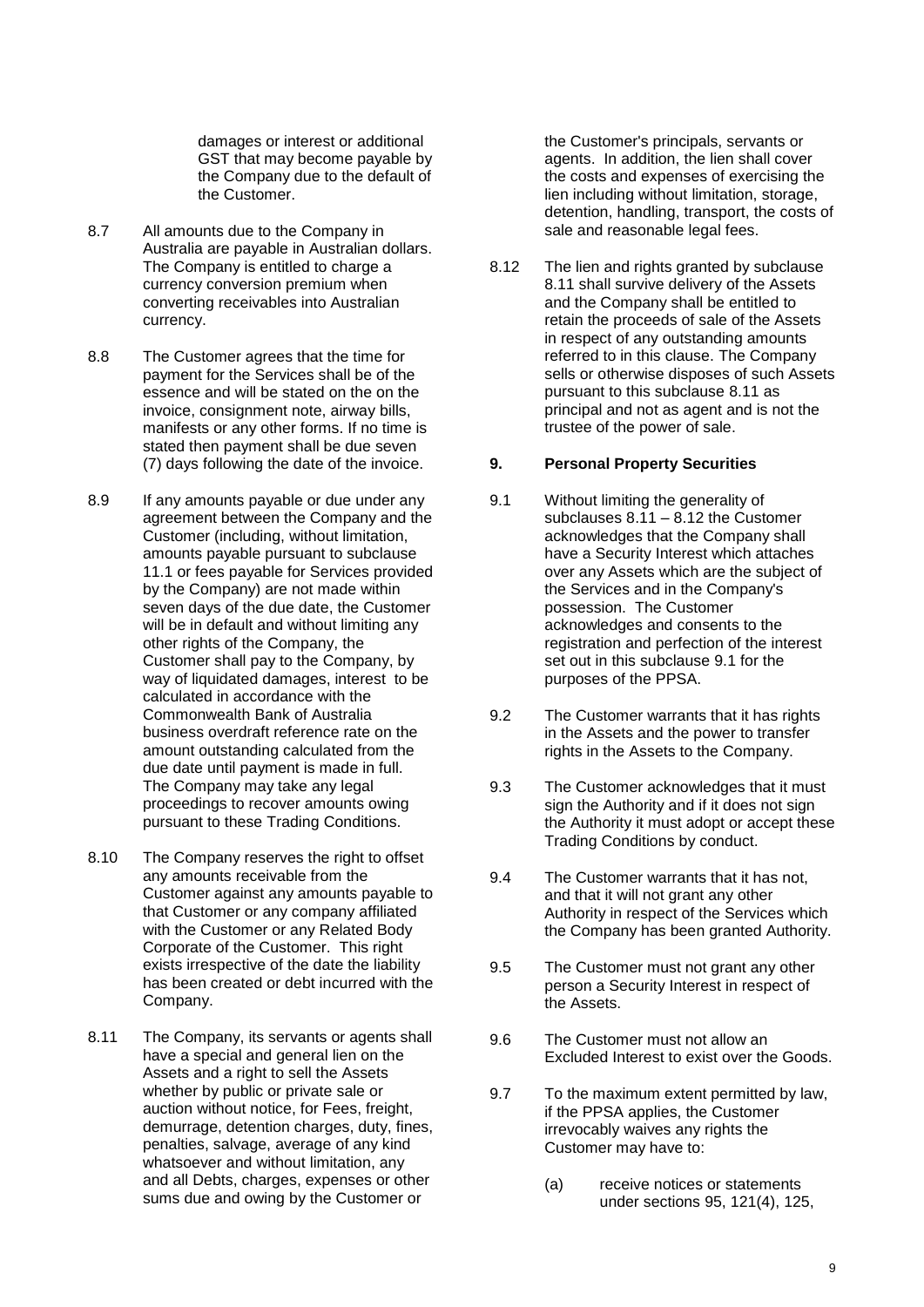damages or interest or additional GST that may become payable by the Company due to the default of the Customer.

8.7 All amounts due to the Company in Australia are payable in Australian dollars. The Company is entitled to charge a currency conversion premium when converting receivables into Australian currency.

8.8 The Customer agrees that the time for payment for the Services shall be of the essence and will be stated on the on the invoice, consignment note, airway bills, manifests or any other forms. If no time is stated then payment shall be due seven (7) days following the date of the invoice.

8.9 If any amounts payable or due under any agreement between the Company and the Customer (including, without limitation, amounts payable pursuant to subclause 11.1 or fees payable for Services provided by the Company) are not made within seven days of the due date, the Customer will be in default and without limiting any other rights of the Company, the Customer shall pay to the Company, by way of liquidated damages, interest to be calculated in accordance with the Commonwealth Bank of Australia business overdraft reference rate on the amount outstanding calculated from the due date until payment is made in full. The Company may take any legal proceedings to recover amounts owing pursuant to these Trading Conditions.

8.10 The Company reserves the right to offset any amounts receivable from the Customer against any amounts payable to that Customer or any company affiliated with the Customer or any Related Body Corporate of the Customer. This right exists irrespective of the date the liability has been created or debt incurred with the Company.

8.11 The Company, its servants or agents shall have a special and general lien on the Assets and a right to sell the Assets whether by public or private sale or auction without notice, for Fees, freight, demurrage, detention charges, duty, fines, penalties, salvage, average of any kind whatsoever and without limitation, any and all Debts, charges, expenses or other sums due and owing by the Customer or the Customer's principals, servants or agents. In addition, the lien shall cover the costs and expenses of exercising the lien including without limitation, storage, detention, handling, transport, the costs of sale and reasonable legal fees.

8.12 The lien and rights granted by subclause 8.11 shall survive delivery of the Assets and the Company shall be entitled to retain the proceeds of sale of the Assets in respect of any outstanding amounts referred to in this clause. The Company sells or otherwise disposes of such Assets pursuant to this subclause 8.11 as principal and not as agent and is not the trustee of the power of sale.

## 9. Personal Property Securities

9.1 Without limiting the generality of subclauses 8.11 – 8.12 the Customer acknowledges that the Company shall have a Security Interest which attaches over any Assets which are the subject of the Services and in the Company's possession. The Customer acknowledges and consents to the registration and perfection of the interest set out in this subclause 9.1 for the purposes of the PPSA.

9.2 The Customer warrants that it has rights in the Assets and the power to transfer rights in the Assets to the Company.

9.3 The Customer acknowledges that it must sign the Authority and if it does not sign the Authority it must adopt or accept these Trading Conditions by conduct.

9.4 The Customer warrants that it has not, and that it will not grant any other Authority in respect of the Services which the Company has been granted Authority.

9.5 The Customer must not grant any other person a Security Interest in respect of the Assets.

9.6 The Customer must not allow an Excluded Interest to exist over the Goods.

9.7 To the maximum extent permitted by law, if the PPSA applies, the Customer irrevocably waives any rights the Customer may have to:

(a) receive notices or statements under sections 95, 121(4), 125,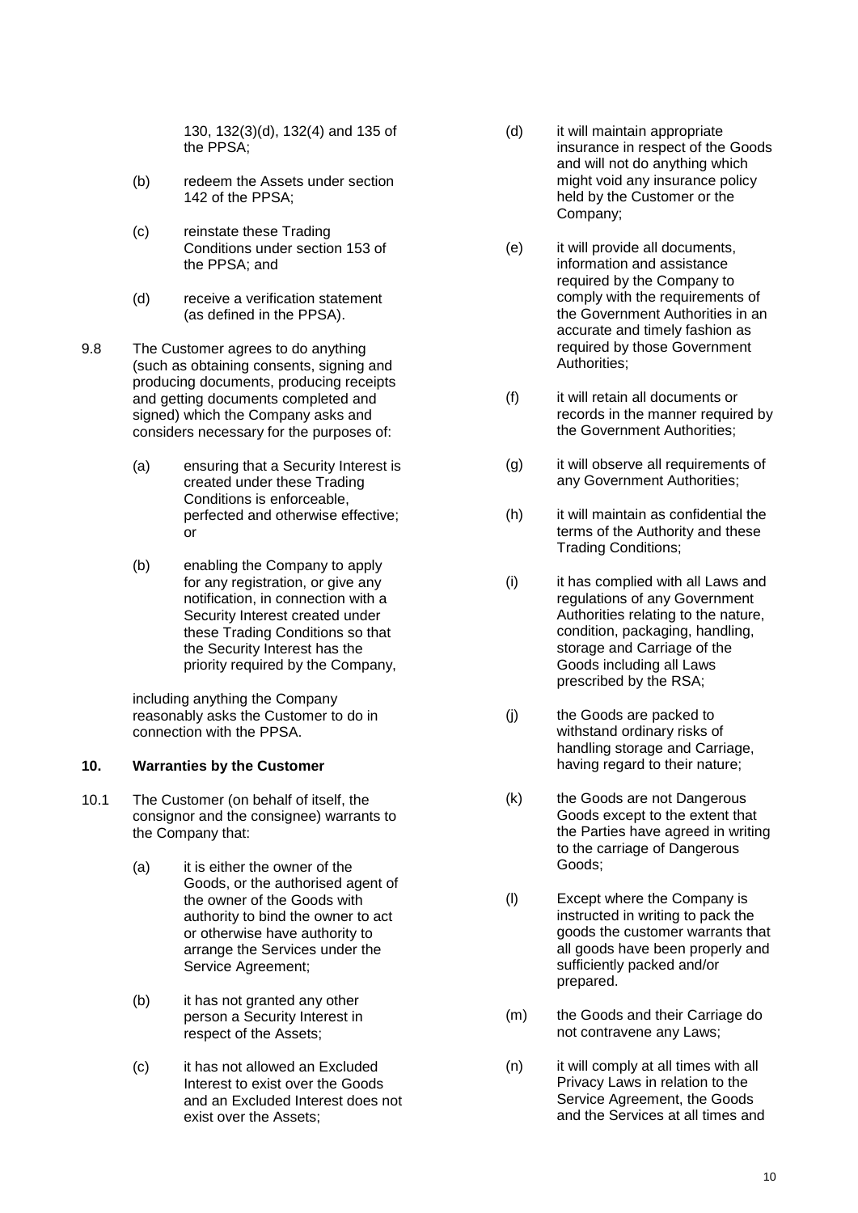130, 132(3)(d), 132(4) and 135 of the PPSA;

(b) redeem the Assets under section 142 of the PPSA;

(c) reinstate these Trading Conditions under section 153 of the PPSA; and

(d) receive a verification statement (as defined in the PPSA).

9.8 The Customer agrees to do anything (such as obtaining consents, signing and producing documents, producing receipts and getting documents completed and signed) which the Company asks and considers necessary for the purposes of:

(a) ensuring that a Security Interest is created under these Trading Conditions is enforceable, perfected and otherwise effective; or

(b) enabling the Company to apply for any registration, or give any notification, in connection with a Security Interest created under these Trading Conditions so that the Security Interest has the priority required by the Company,

including anything the Company reasonably asks the Customer to do in connection with the PPSA.

## 10. Warranties by the Customer

10.1 The Customer (on behalf of itself, the consignor and the consignee) warrants to the Company that:

(a) it is either the owner of the Goods, or the authorised agent of the owner of the Goods with authority to bind the owner to act or otherwise have authority to arrange the Services under the Service Agreement;

(b) it has not granted any other person a Security Interest in respect of the Assets;

(c) it has not allowed an Excluded Interest to exist over the Goods and an Excluded Interest does not exist over the Assets;

(d) it will maintain appropriate insurance in respect of the Goods and will not do anything which might void any insurance policy held by the Customer or the Company;

(e) it will provide all documents, information and assistance required by the Company to comply with the requirements of the Government Authorities in an accurate and timely fashion as required by those Government Authorities;

(f) it will retain all documents or records in the manner required by the Government Authorities;

(g) it will observe all requirements of any Government Authorities;

(h) it will maintain as confidential the terms of the Authority and these Trading Conditions;

(i) it has complied with all Laws and regulations of any Government Authorities relating to the nature, condition, packaging, handling, storage and Carriage of the Goods including all Laws prescribed by the RSA;

(j) the Goods are packed to withstand ordinary risks of handling storage and Carriage, having regard to their nature;

(k) the Goods are not Dangerous Goods except to the extent that the Parties have agreed in writing to the carriage of Dangerous Goods;

(l) Except where the Company is instructed in writing to pack the goods the customer warrants that all goods have been properly and sufficiently packed and/or prepared.

(m) the Goods and their Carriage do not contravene any Laws;

(n) it will comply at all times with all Privacy Laws in relation to the Service Agreement, the Goods and the Services at all times and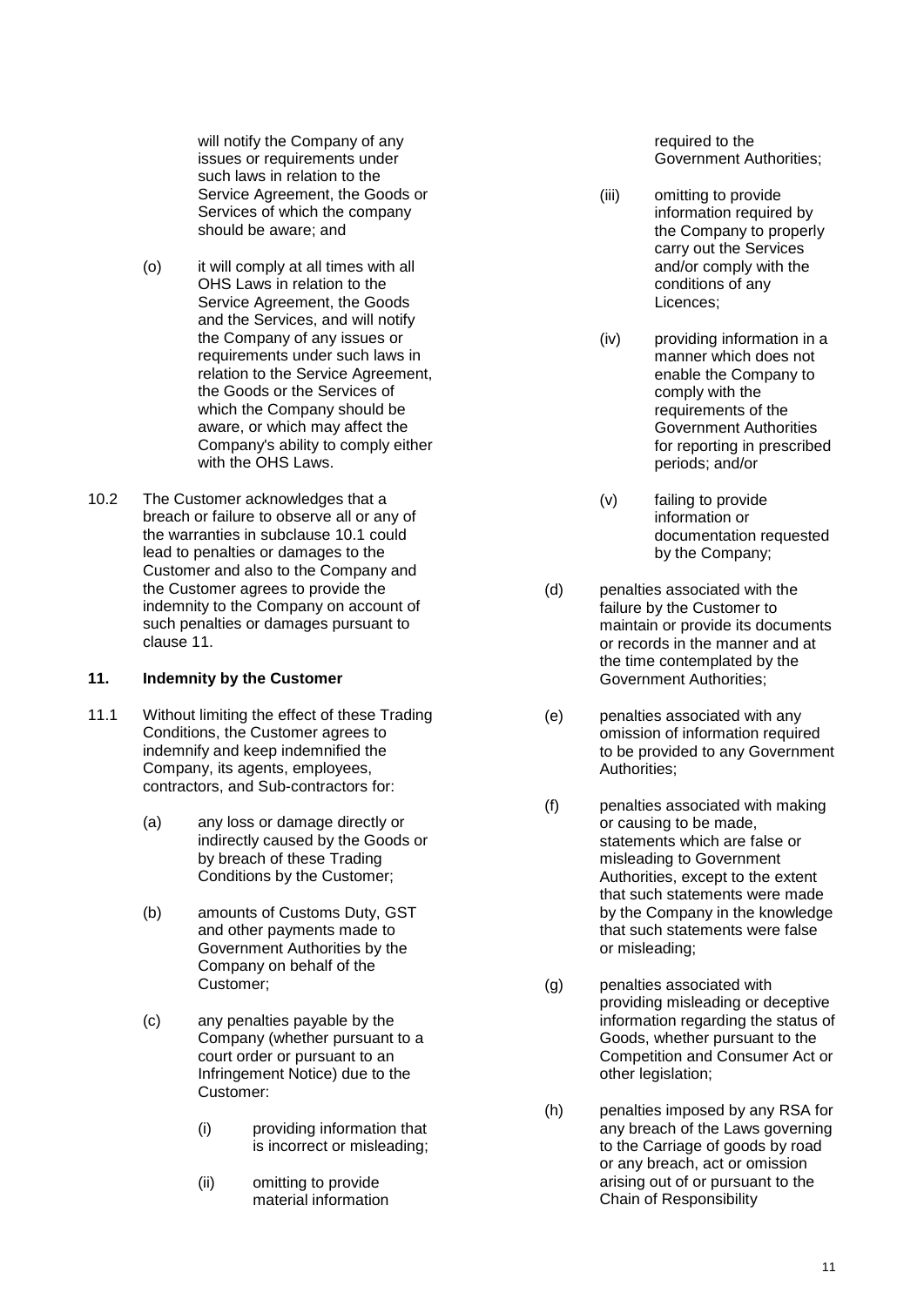will notify the Company of any issues or requirements under such laws in relation to the Service Agreement, the Goods or Services of which the company should be aware; and

(o) it will comply at all times with all OHS Laws in relation to the Service Agreement, the Goods and the Services, and will notify the Company of any issues or requirements under such laws in relation to the Service Agreement, the Goods or the Services of which the Company should be aware, or which may affect the Company's ability to comply either with the OHS Laws.

10.2 The Customer acknowledges that a breach or failure to observe all or any of the warranties in subclause 10.1 could lead to penalties or damages to the Customer and also to the Company and the Customer agrees to provide the indemnity to the Company on account of such penalties or damages pursuant to clause 11.

## 11. Indemnity by the Customer

11.1 Without limiting the effect of these Trading Conditions, the Customer agrees to indemnify and keep indemnified the Company, its agents, employees, contractors, and Sub-contractors for:

(a) any loss or damage directly or indirectly caused by the Goods or by breach of these Trading Conditions by the Customer;

(b) amounts of Customs Duty, GST and other payments made to Government Authorities by the Company on behalf of the Customer;

(c) any penalties payable by the Company (whether pursuant to a court order or pursuant to an Infringement Notice) due to the Customer:

(i) providing information that is incorrect or misleading;

(ii) omitting to provide material information required to the Government Authorities;

(iii) omitting to provide information required by the Company to properly carry out the Services and/or comply with the conditions of any Licences;

(iv) providing information in a manner which does not enable the Company to comply with the requirements of the Government Authorities for reporting in prescribed periods; and/or

(v) failing to provide information or documentation requested by the Company;

(d) penalties associated with the failure by the Customer to maintain or provide its documents or records in the manner and at the time contemplated by the Government Authorities;

(e) penalties associated with any omission of information required to be provided to any Government Authorities;

(f) penalties associated with making or causing to be made, statements which are false or misleading to Government Authorities, except to the extent that such statements were made by the Company in the knowledge that such statements were false or misleading;

(g) penalties associated with providing misleading or deceptive information regarding the status of Goods, whether pursuant to the Competition and Consumer Act or other legislation;

(h) penalties imposed by any RSA for any breach of the Laws governing to the Carriage of goods by road or any breach, act or omission arising out of or pursuant to the Chain of Responsibility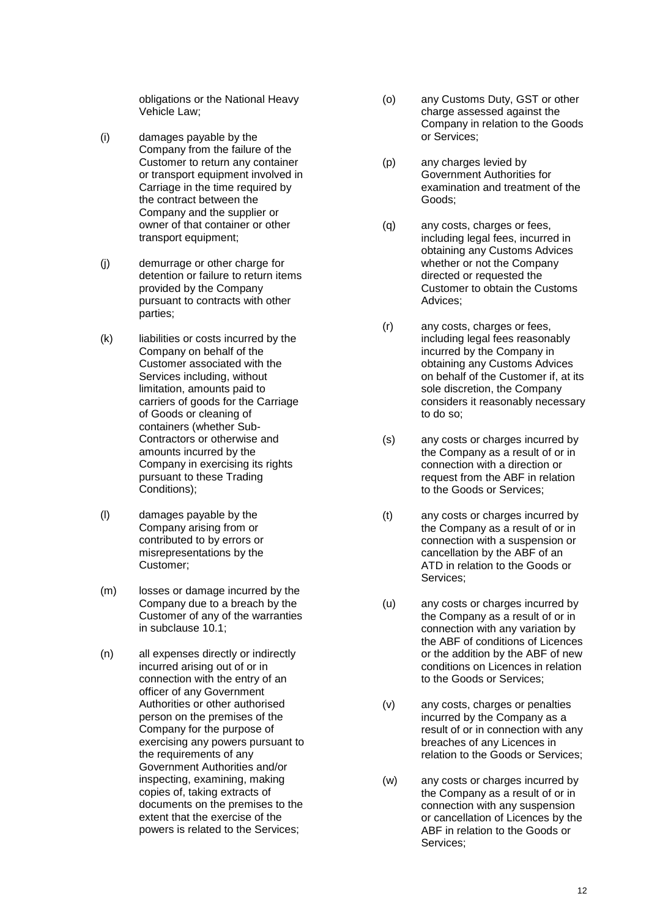obligations or the National Heavy Vehicle Law;

(i) damages payable by the Company from the failure of the Customer to return any container or transport equipment involved in Carriage in the time required by the contract between the Company and the supplier or owner of that container or other transport equipment;

(j) demurrage or other charge for detention or failure to return items provided by the Company pursuant to contracts with other parties;

(k) liabilities or costs incurred by the Company on behalf of the Customer associated with the Services including, without limitation, amounts paid to carriers of goods for the Carriage of Goods or cleaning of containers (whether Sub-Contractors or otherwise and amounts incurred by the Company in exercising its rights pursuant to these Trading Conditions);

(l) damages payable by the Company arising from or contributed to by errors or misrepresentations by the Customer;

(m) losses or damage incurred by the Company due to a breach by the Customer of any of the warranties in subclause 10.1;

(n) all expenses directly or indirectly incurred arising out of or in connection with the entry of an officer of any Government Authorities or other authorised person on the premises of the Company for the purpose of exercising any powers pursuant to the requirements of any Government Authorities and/or inspecting, examining, making copies of, taking extracts of documents on the premises to the extent that the exercise of the powers is related to the Services;

(o) any Customs Duty, GST or other charge assessed against the Company in relation to the Goods or Services;

(p) any charges levied by Government Authorities for examination and treatment of the Goods;

(q) any costs, charges or fees, including legal fees, incurred in obtaining any Customs Advices whether or not the Company directed or requested the Customer to obtain the Customs Advices;

(r) any costs, charges or fees, including legal fees reasonably incurred by the Company in obtaining any Customs Advices on behalf of the Customer if, at its sole discretion, the Company considers it reasonably necessary to do so;

(s) any costs or charges incurred by the Company as a result of or in connection with a direction or request from the ABF in relation to the Goods or Services;

(t) any costs or charges incurred by the Company as a result of or in connection with a suspension or cancellation by the ABF of an ATD in relation to the Goods or Services;

(u) any costs or charges incurred by the Company as a result of or in connection with any variation by the ABF of conditions of Licences or the addition by the ABF of new conditions on Licences in relation to the Goods or Services;

(v) any costs, charges or penalties incurred by the Company as a result of or in connection with any breaches of any Licences in relation to the Goods or Services;

(w) any costs or charges incurred by the Company as a result of or in connection with any suspension or cancellation of Licences by the ABF in relation to the Goods or Services;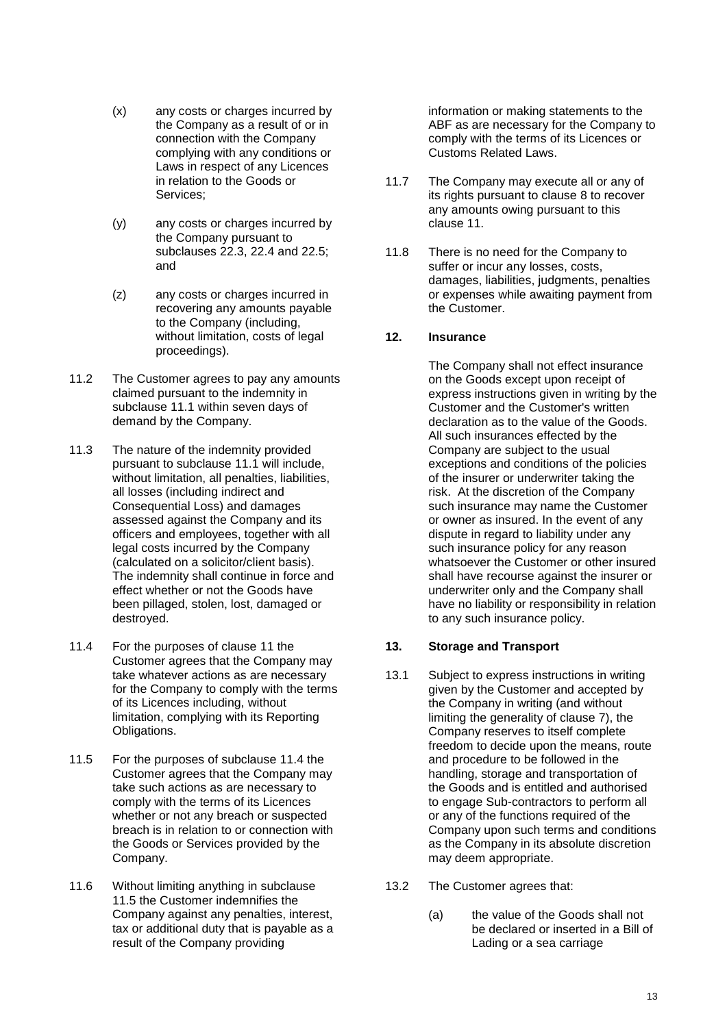(x) any costs or charges incurred by the Company as a result of or in connection with the Company complying with any conditions or Laws in respect of any Licences in relation to the Goods or Services;

(y) any costs or charges incurred by the Company pursuant to subclauses 22.3, 22.4 and 22.5; and

(z) any costs or charges incurred in recovering any amounts payable to the Company (including, without limitation, costs of legal proceedings).

11.2 The Customer agrees to pay any amounts claimed pursuant to the indemnity in subclause 11.1 within seven days of demand by the Company.

11.3 The nature of the indemnity provided pursuant to subclause 11.1 will include, without limitation, all penalties, liabilities, all losses (including indirect and Consequential Loss) and damages assessed against the Company and its officers and employees, together with all legal costs incurred by the Company (calculated on a solicitor/client basis). The indemnity shall continue in force and effect whether or not the Goods have been pillaged, stolen, lost, damaged or destroyed.

11.4 For the purposes of clause 11 the Customer agrees that the Company may take whatever actions as are necessary for the Company to comply with the terms of its Licences including, without limitation, complying with its Reporting Obligations.

11.5 For the purposes of subclause 11.4 the Customer agrees that the Company may take such actions as are necessary to comply with the terms of its Licences whether or not any breach or suspected breach is in relation to or connection with the Goods or Services provided by the Company.

11.6 Without limiting anything in subclause 11.5 the Customer indemnifies the Company against any penalties, interest, tax or additional duty that is payable as a result of the Company providing information or making statements to the ABF as are necessary for the Company to comply with the terms of its Licences or Customs Related Laws.

11.7 The Company may execute all or any of its rights pursuant to clause 8 to recover any amounts owing pursuant to this clause 11.

11.8 There is no need for the Company to suffer or incur any losses, costs, damages, liabilities, judgments, penalties or expenses while awaiting payment from the Customer.

## 12. Insurance

The Company shall not effect insurance on the Goods except upon receipt of express instructions given in writing by the Customer and the Customer's written declaration as to the value of the Goods. All such insurances effected by the Company are subject to the usual exceptions and conditions of the policies of the insurer or underwriter taking the risk. At the discretion of the Company such insurance may name the Customer or owner as insured. In the event of any dispute in regard to liability under any such insurance policy for any reason whatsoever the Customer or other insured shall have recourse against the insurer or underwriter only and the Company shall have no liability or responsibility in relation to any such insurance policy.

## 13. Storage and Transport

13.1 Subject to express instructions in writing given by the Customer and accepted by the Company in writing (and without limiting the generality of clause 7), the Company reserves to itself complete freedom to decide upon the means, route and procedure to be followed in the handling, storage and transportation of the Goods and is entitled and authorised to engage Sub-contractors to perform all or any of the functions required of the Company upon such terms and conditions as the Company in its absolute discretion may deem appropriate.

13.2 The Customer agrees that:

(a) the value of the Goods shall not be declared or inserted in a Bill of Lading or a sea carriage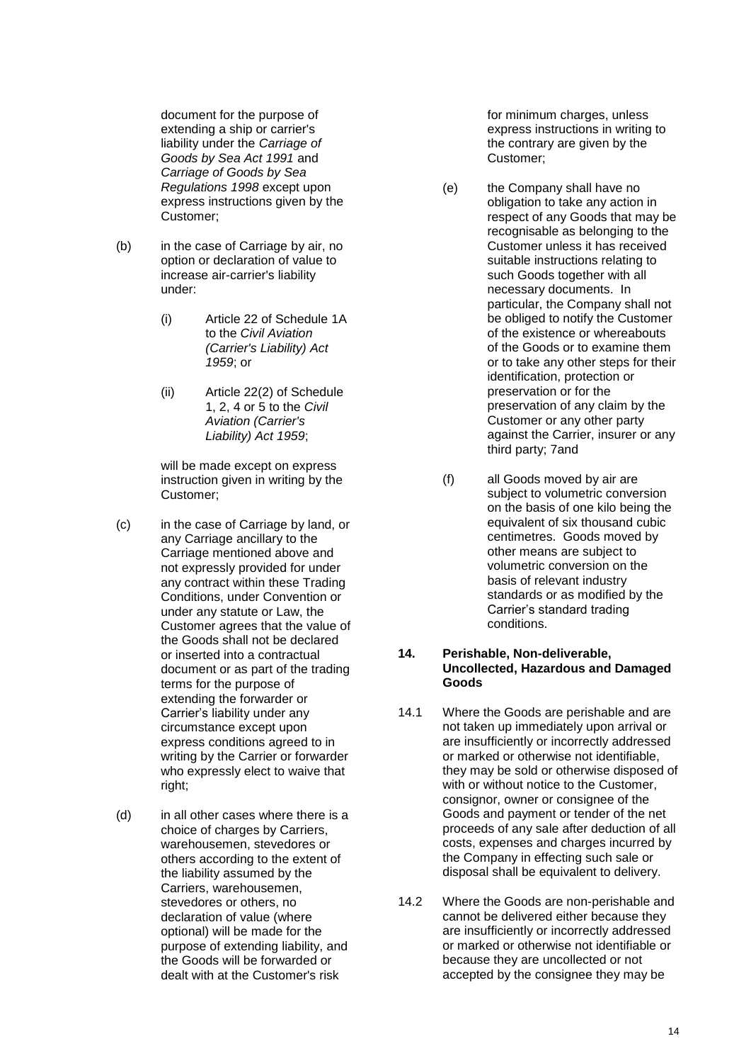document for the purpose of extending a ship or carrier's liability under the *Carriage of Goods by Sea Act 1991* and *Carriage of Goods by Sea Regulations 1998* except upon express instructions given by the Customer;

(b) in the case of Carriage by air, no option or declaration of value to increase air-carrier's liability under:

   (i) Article 22 of Schedule 1A to the *Civil Aviation (Carrier's Liability) Act 1959*; or

   (ii) Article 22(2) of Schedule 1, 2, 4 or 5 to the *Civil Aviation (Carrier's Liability) Act 1959*;

   will be made except on express instruction given in writing by the Customer;

(c) in the case of Carriage by land, or any Carriage ancillary to the Carriage mentioned above and not expressly provided for under any contract within these Trading Conditions, under Convention or under any statute or Law, the Customer agrees that the value of the Goods shall not be declared or inserted into a contractual document or as part of the trading terms for the purpose of extending the forwarder or Carrier's liability under any circumstance except upon express conditions agreed to in writing by the Carrier or forwarder who expressly elect to waive that right;

(d) in all other cases where there is a choice of charges by Carriers, warehousemen, stevedores or others according to the extent of the liability assumed by the Carriers, warehousemen, stevedores or others, no declaration of value (where optional) will be made for the purpose of extending liability, and the Goods will be forwarded or dealt with at the Customer's risk for minimum charges, unless express instructions in writing to the contrary are given by the Customer;

(e) the Company shall have no obligation to take any action in respect of any Goods that may be recognisable as belonging to the Customer unless it has received suitable instructions relating to such Goods together with all necessary documents. In particular, the Company shall not be obliged to notify the Customer of the existence or whereabouts of the Goods or to examine them or to take any other steps for their identification, protection or preservation or for the preservation of any claim by the Customer or any other party against the Carrier, insurer or any third party; 7and

(f) all Goods moved by air are subject to volumetric conversion on the basis of one kilo being the equivalent of six thousand cubic centimetres. Goods moved by other means are subject to volumetric conversion on the basis of relevant industry standards or as modified by the Carrier's standard trading conditions.

## 14. Perishable, Non-deliverable, Uncollected, Hazardous and Damaged Goods

14.1 Where the Goods are perishable and are not taken up immediately upon arrival or are insufficiently or incorrectly addressed or marked or otherwise not identifiable, they may be sold or otherwise disposed of with or without notice to the Customer, consignor, owner or consignee of the Goods and payment or tender of the net proceeds of any sale after deduction of all costs, expenses and charges incurred by the Company in effecting such sale or disposal shall be equivalent to delivery.

14.2 Where the Goods are non-perishable and cannot be delivered either because they are insufficiently or incorrectly addressed or marked or otherwise not identifiable or because they are uncollected or not accepted by the consignee they may be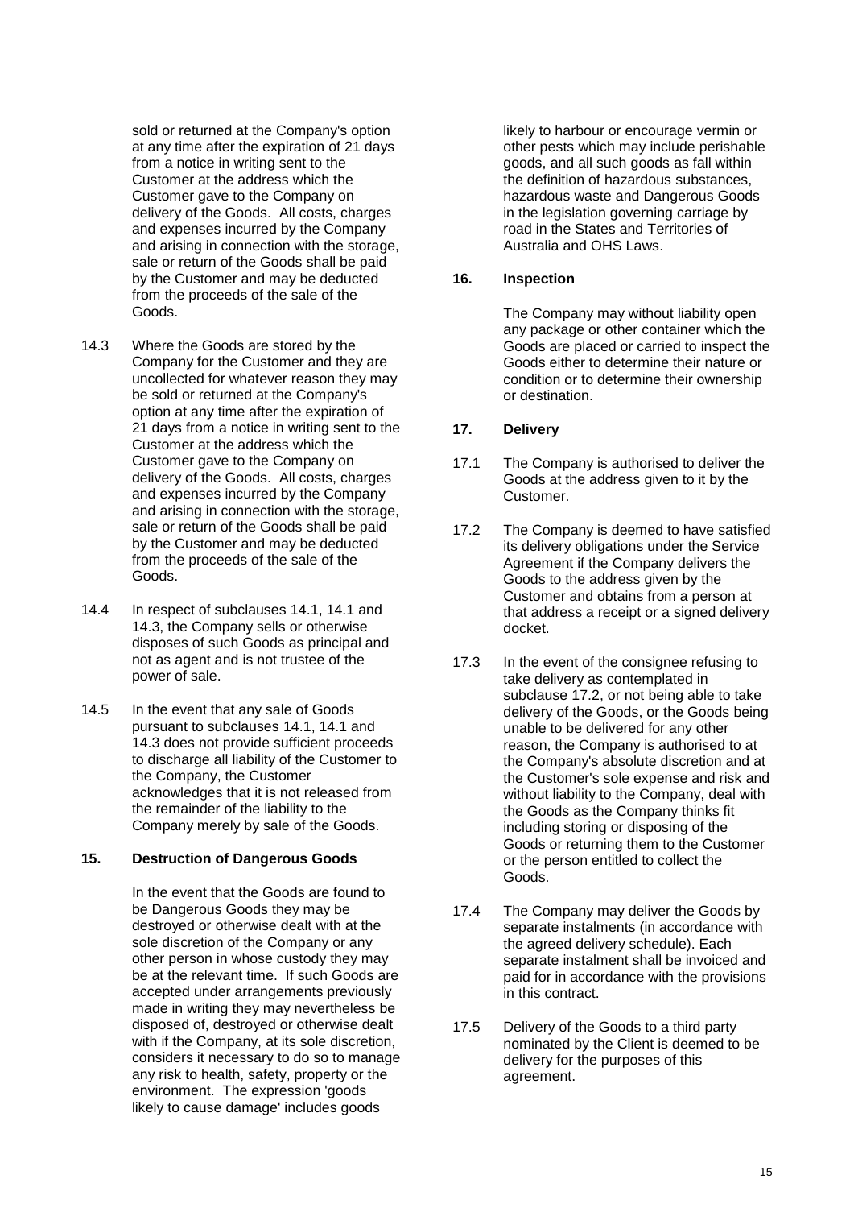sold or returned at the Company's option at any time after the expiration of 21 days from a notice in writing sent to the Customer at the address which the Customer gave to the Company on delivery of the Goods. All costs, charges and expenses incurred by the Company and arising in connection with the storage, sale or return of the Goods shall be paid by the Customer and may be deducted from the proceeds of the sale of the Goods.

14.3 Where the Goods are stored by the Company for the Customer and they are uncollected for whatever reason they may be sold or returned at the Company's option at any time after the expiration of 21 days from a notice in writing sent to the Customer at the address which the Customer gave to the Company on delivery of the Goods. All costs, charges and expenses incurred by the Company and arising in connection with the storage, sale or return of the Goods shall be paid by the Customer and may be deducted from the proceeds of the sale of the Goods.

14.4 In respect of subclauses 14.1, 14.1 and 14.3, the Company sells or otherwise disposes of such Goods as principal and not as agent and is not trustee of the power of sale.

14.5 In the event that any sale of Goods pursuant to subclauses 14.1, 14.1 and 14.3 does not provide sufficient proceeds to discharge all liability of the Customer to the Company, the Customer acknowledges that it is not released from the remainder of the liability to the Company merely by sale of the Goods.

## 15. Destruction of Dangerous Goods

In the event that the Goods are found to be Dangerous Goods they may be destroyed or otherwise dealt with at the sole discretion of the Company or any other person in whose custody they may be at the relevant time. If such Goods are accepted under arrangements previously made in writing they may nevertheless be disposed of, destroyed or otherwise dealt with if the Company, at its sole discretion, considers it necessary to do so to manage any risk to health, safety, property or the environment. The expression 'goods likely to cause damage' includes goods likely to harbour or encourage vermin or other pests which may include perishable goods, and all such goods as fall within the definition of hazardous substances, hazardous waste and Dangerous Goods in the legislation governing carriage by road in the States and Territories of Australia and OHS Laws.

## 16. Inspection

The Company may without liability open any package or other container which the Goods are placed or carried to inspect the Goods either to determine their nature or condition or to determine their ownership or destination.

## 17. Delivery

17.1 The Company is authorised to deliver the Goods at the address given to it by the Customer.

17.2 The Company is deemed to have satisfied its delivery obligations under the Service Agreement if the Company delivers the Goods to the address given by the Customer and obtains from a person at that address a receipt or a signed delivery docket.

17.3 In the event of the consignee refusing to take delivery as contemplated in subclause 17.2, or not being able to take delivery of the Goods, or the Goods being unable to be delivered for any other reason, the Company is authorised to at the Company's absolute discretion and at the Customer's sole expense and risk and without liability to the Company, deal with the Goods as the Company thinks fit including storing or disposing of the Goods or returning them to the Customer or the person entitled to collect the Goods.

17.4 The Company may deliver the Goods by separate instalments (in accordance with the agreed delivery schedule). Each separate instalment shall be invoiced and paid for in accordance with the provisions in this contract.

17.5 Delivery of the Goods to a third party nominated by the Client is deemed to be delivery for the purposes of this agreement.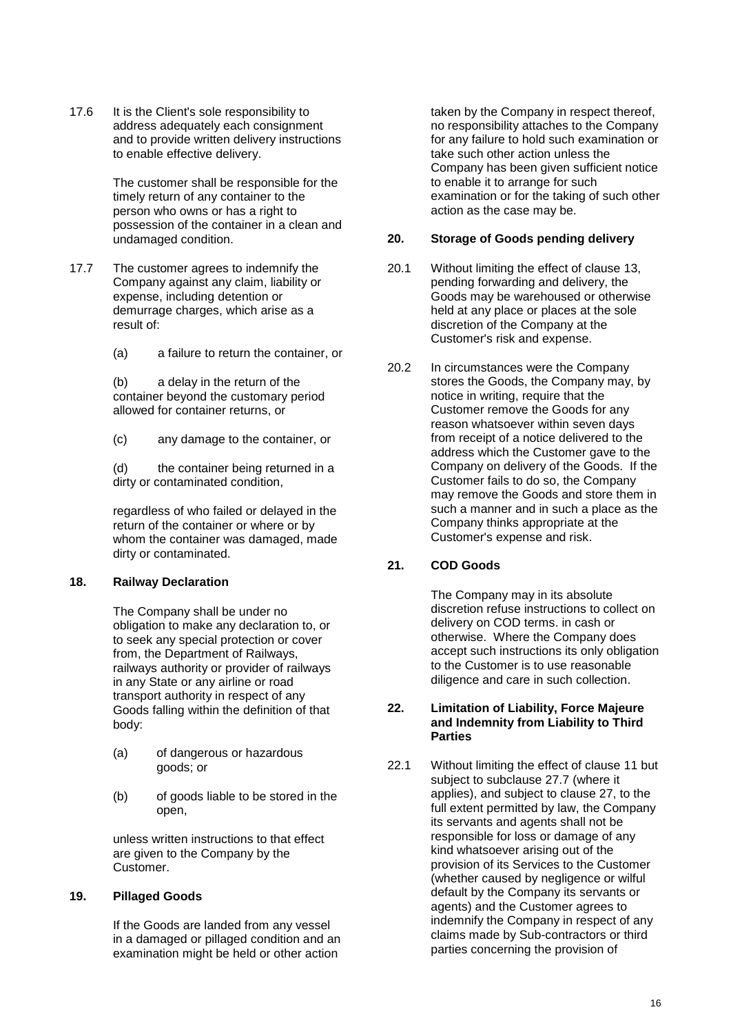17.6 It is the Client's sole responsibility to address adequately each consignment and to provide written delivery instructions to enable effective delivery.

The customer shall be responsible for the timely return of any container to the person who owns or has a right to possession of the container in a clean and undamaged condition.

17.7 The customer agrees to indemnify the Company against any claim, liability or expense, including detention or demurrage charges, which arise as a result of:

(a) a failure to return the container, or

(b) a delay in the return of the container beyond the customary period allowed for container returns, or

(c) any damage to the container, or

(d) the container being returned in a dirty or contaminated condition,

regardless of who failed or delayed in the return of the container or where or by whom the container was damaged, made dirty or contaminated.

## 18. Railway Declaration

The Company shall be under no obligation to make any declaration to, or to seek any special protection or cover from, the Department of Railways, railways authority or provider of railways in any State or any airline or road transport authority in respect of any Goods falling within the definition of that body:

(a) of dangerous or hazardous goods; or

(b) of goods liable to be stored in the open,

unless written instructions to that effect are given to the Company by the Customer.

## 19. Pillaged Goods

If the Goods are landed from any vessel in a damaged or pillaged condition and an examination might be held or other action taken by the Company in respect thereof, no responsibility attaches to the Company for any failure to hold such examination or take such other action unless the Company has been given sufficient notice to enable it to arrange for such examination or for the taking of such other action as the case may be.

## 20. Storage of Goods pending delivery

20.1 Without limiting the effect of clause 13, pending forwarding and delivery, the Goods may be warehoused or otherwise held at any place or places at the sole discretion of the Company at the Customer's risk and expense.

20.2 In circumstances were the Company stores the Goods, the Company may, by notice in writing, require that the Customer remove the Goods for any reason whatsoever within seven days from receipt of a notice delivered to the address which the Customer gave to the Company on delivery of the Goods. If the Customer fails to do so, the Company may remove the Goods and store them in such a manner and in such a place as the Company thinks appropriate at the Customer's expense and risk.

## 21. COD Goods

The Company may in its absolute discretion refuse instructions to collect on delivery on COD terms. in cash or otherwise. Where the Company does accept such instructions its only obligation to the Customer is to use reasonable diligence and care in such collection.

## 22. Limitation of Liability, Force Majeure and Indemnity from Liability to Third Parties

22.1 Without limiting the effect of clause 11 but subject to subclause 27.7 (where it applies), and subject to clause 27, to the full extent permitted by law, the Company its servants and agents shall not be responsible for loss or damage of any kind whatsoever arising out of the provision of its Services to the Customer (whether caused by negligence or wilful default by the Company its servants or agents) and the Customer agrees to indemnify the Company in respect of any claims made by Sub-contractors or third parties concerning the provision of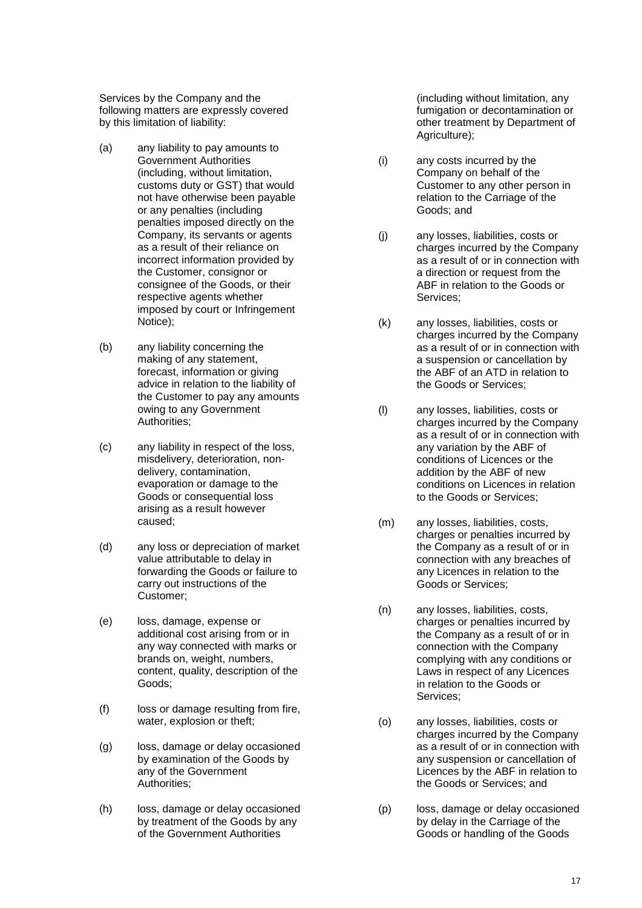Services by the Company and the following matters are expressly covered by this limitation of liability:

(a) any liability to pay amounts to Government Authorities (including, without limitation, customs duty or GST) that would not have otherwise been payable or any penalties (including penalties imposed directly on the Company, its servants or agents as a result of their reliance on incorrect information provided by the Customer, consignor or consignee of the Goods, or their respective agents whether imposed by court or Infringement Notice);

(b) any liability concerning the making of any statement, forecast, information or giving advice in relation to the liability of the Customer to pay any amounts owing to any Government Authorities;

(c) any liability in respect of the loss, misdelivery, deterioration, non-delivery, contamination, evaporation or damage to the Goods or consequential loss arising as a result however caused;

(d) any loss or depreciation of market value attributable to delay in forwarding the Goods or failure to carry out instructions of the Customer;

(e) loss, damage, expense or additional cost arising from or in any way connected with marks or brands on, weight, numbers, content, quality, description of the Goods;

(f) loss or damage resulting from fire, water, explosion or theft;

(g) loss, damage or delay occasioned by examination of the Goods by any of the Government Authorities;

(h) loss, damage or delay occasioned by treatment of the Goods by any of the Government Authorities (including without limitation, any fumigation or decontamination or other treatment by Department of Agriculture);

(i) any costs incurred by the Company on behalf of the Customer to any other person in relation to the Carriage of the Goods; and

(j) any losses, liabilities, costs or charges incurred by the Company as a result of or in connection with a direction or request from the ABF in relation to the Goods or Services;

(k) any losses, liabilities, costs or charges incurred by the Company as a result of or in connection with a suspension or cancellation by the ABF of an ATD in relation to the Goods or Services;

(l) any losses, liabilities, costs or charges incurred by the Company as a result of or in connection with any variation by the ABF of conditions of Licences or the addition by the ABF of new conditions on Licences in relation to the Goods or Services;

(m) any losses, liabilities, costs, charges or penalties incurred by the Company as a result of or in connection with any breaches of any Licences in relation to the Goods or Services;

(n) any losses, liabilities, costs, charges or penalties incurred by the Company as a result of or in connection with the Company complying with any conditions or Laws in respect of any Licences in relation to the Goods or Services;

(o) any losses, liabilities, costs or charges incurred by the Company as a result of or in connection with any suspension or cancellation of Licences by the ABF in relation to the Goods or Services; and

(p) loss, damage or delay occasioned by delay in the Carriage of the Goods or handling of the Goods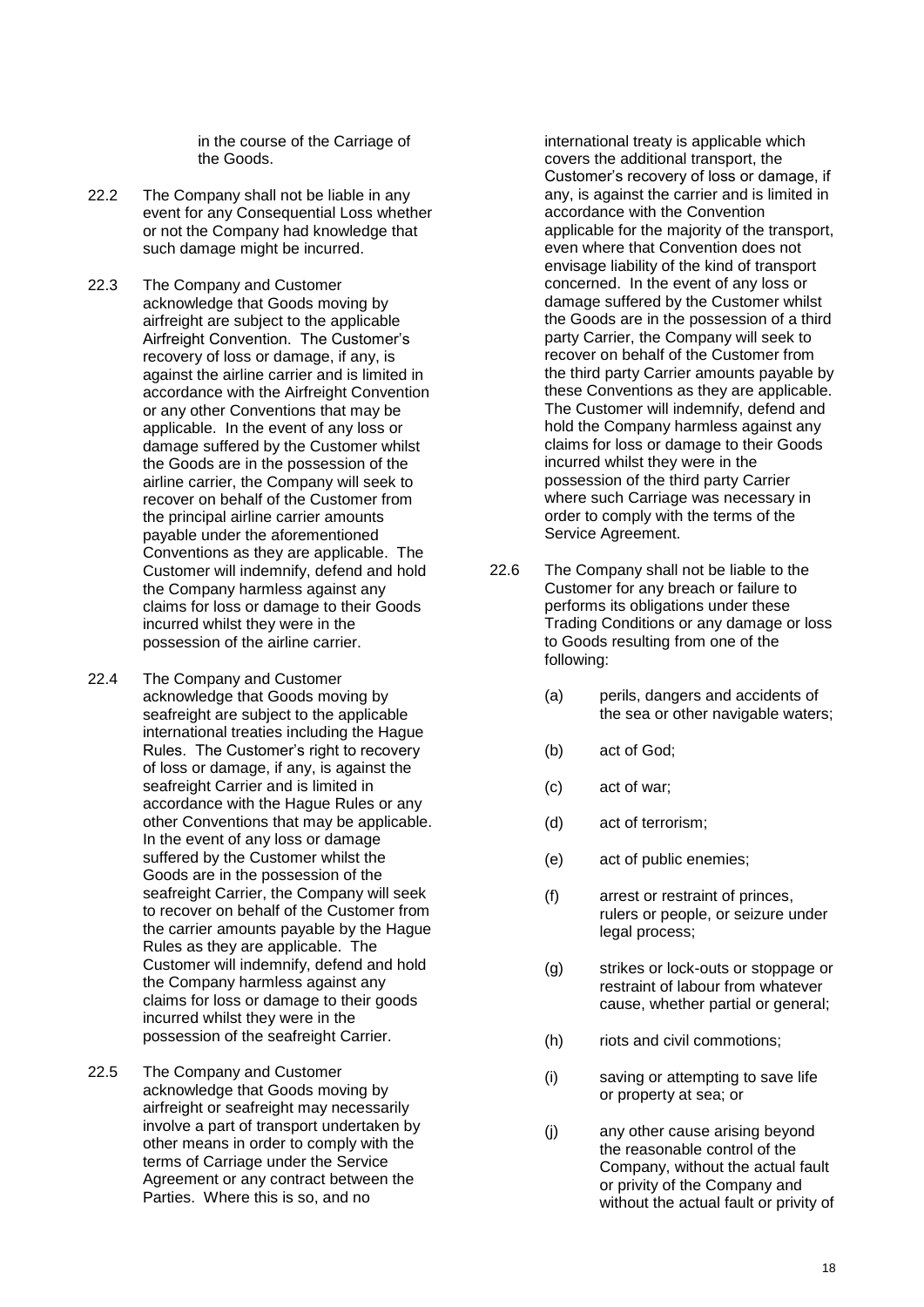in the course of the Carriage of the Goods.

22.2 The Company shall not be liable in any event for any Consequential Loss whether or not the Company had knowledge that such damage might be incurred.

22.3 The Company and Customer acknowledge that Goods moving by airfreight are subject to the applicable Airfreight Convention. The Customer's recovery of loss or damage, if any, is against the airline carrier and is limited in accordance with the Airfreight Convention or any other Conventions that may be applicable. In the event of any loss or damage suffered by the Customer whilst the Goods are in the possession of the airline carrier, the Company will seek to recover on behalf of the Customer from the principal airline carrier amounts payable under the aforementioned Conventions as they are applicable. The Customer will indemnify, defend and hold the Company harmless against any claims for loss or damage to their Goods incurred whilst they were in the possession of the airline carrier.

22.4 The Company and Customer acknowledge that Goods moving by seafreight are subject to the applicable international treaties including the Hague Rules. The Customer's right to recovery of loss or damage, if any, is against the seafreight Carrier and is limited in accordance with the Hague Rules or any other Conventions that may be applicable. In the event of any loss or damage suffered by the Customer whilst the Goods are in the possession of the seafreight Carrier, the Company will seek to recover on behalf of the Customer from the carrier amounts payable by the Hague Rules as they are applicable. The Customer will indemnify, defend and hold the Company harmless against any claims for loss or damage to their goods incurred whilst they were in the possession of the seafreight Carrier.

22.5 The Company and Customer acknowledge that Goods moving by airfreight or seafreight may necessarily involve a part of transport undertaken by other means in order to comply with the terms of Carriage under the Service Agreement or any contract between the Parties. Where this is so, and no international treaty is applicable which covers the additional transport, the Customer's recovery of loss or damage, if any, is against the carrier and is limited in accordance with the Convention applicable for the majority of the transport, even where that Convention does not envisage liability of the kind of transport concerned. In the event of any loss or damage suffered by the Customer whilst the Goods are in the possession of a third party Carrier, the Company will seek to recover on behalf of the Customer from the third party Carrier amounts payable by these Conventions as they are applicable. The Customer will indemnify, defend and hold the Company harmless against any claims for loss or damage to their Goods incurred whilst they were in the possession of the third party Carrier where such Carriage was necessary in order to comply with the terms of the Service Agreement.

22.6 The Company shall not be liable to the Customer for any breach or failure to performs its obligations under these Trading Conditions or any damage or loss to Goods resulting from one of the following:

(a) perils, dangers and accidents of the sea or other navigable waters;

(b) act of God;

(c) act of war;

(d) act of terrorism;

(e) act of public enemies;

(f) arrest or restraint of princes, rulers or people, or seizure under legal process;

(g) strikes or lock-outs or stoppage or restraint of labour from whatever cause, whether partial or general;

(h) riots and civil commotions;

(i) saving or attempting to save life or property at sea; or

(j) any other cause arising beyond the reasonable control of the Company, without the actual fault or privity of the Company and without the actual fault or privity of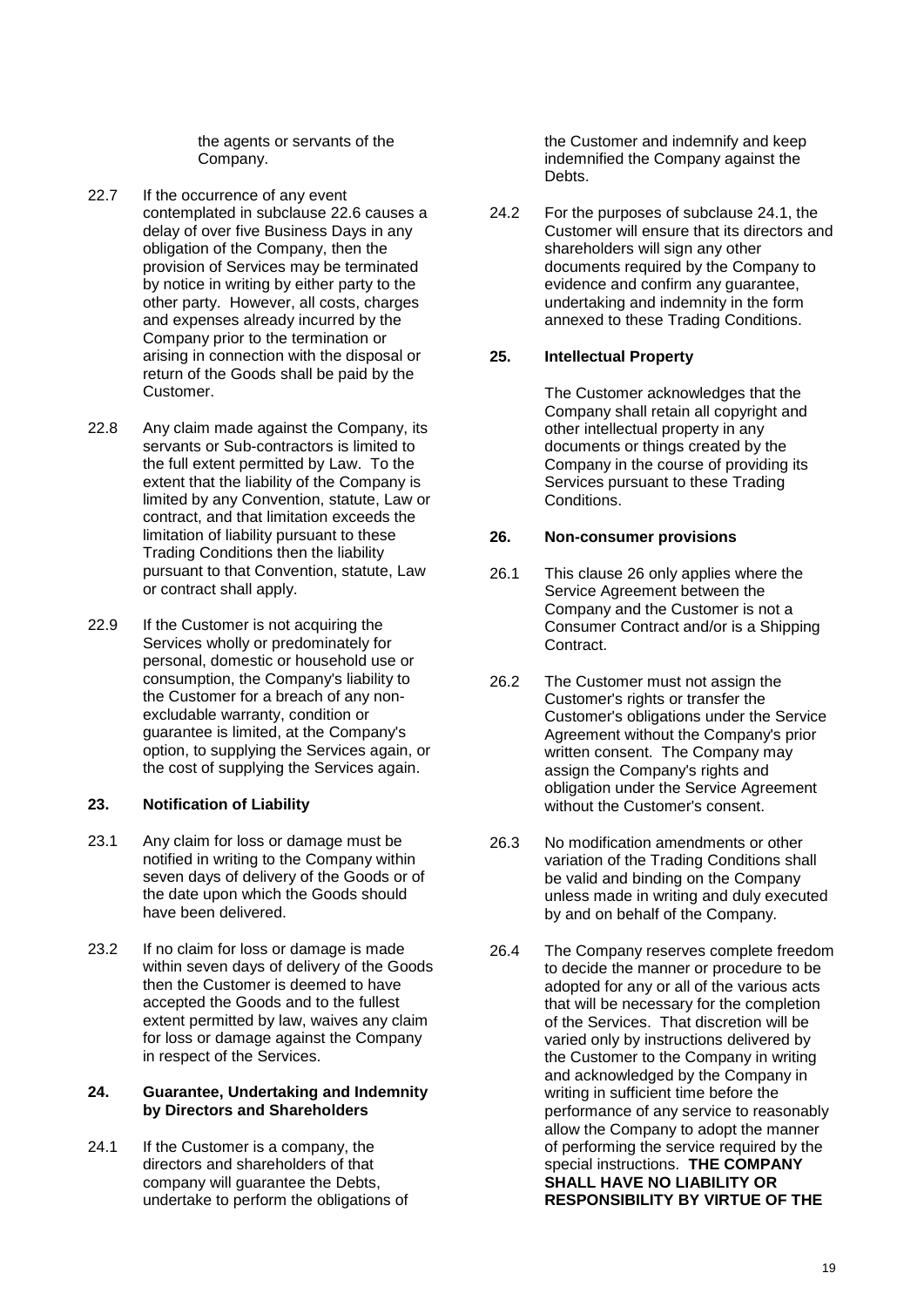the agents or servants of the Company.

22.7 If the occurrence of any event contemplated in subclause 22.6 causes a delay of over five Business Days in any obligation of the Company, then the provision of Services may be terminated by notice in writing by either party to the other party. However, all costs, charges and expenses already incurred by the Company prior to the termination or arising in connection with the disposal or return of the Goods shall be paid by the Customer.

22.8 Any claim made against the Company, its servants or Sub-contractors is limited to the full extent permitted by Law. To the extent that the liability of the Company is limited by any Convention, statute, Law or contract, and that limitation exceeds the limitation of liability pursuant to these Trading Conditions then the liability pursuant to that Convention, statute, Law or contract shall apply.

22.9 If the Customer is not acquiring the Services wholly or predominately for personal, domestic or household use or consumption, the Company's liability to the Customer for a breach of any non-excludable warranty, condition or guarantee is limited, at the Company's option, to supplying the Services again, or the cost of supplying the Services again.

**23. Notification of Liability**

23.1 Any claim for loss or damage must be notified in writing to the Company within seven days of delivery of the Goods or of the date upon which the Goods should have been delivered.

23.2 If no claim for loss or damage is made within seven days of delivery of the Goods then the Customer is deemed to have accepted the Goods and to the fullest extent permitted by law, waives any claim for loss or damage against the Company in respect of the Services.

**24. Guarantee, Undertaking and Indemnity by Directors and Shareholders**

24.1 If the Customer is a company, the directors and shareholders of that company will guarantee the Debts, undertake to perform the obligations of the Customer and indemnify and keep indemnified the Company against the Debts.

24.2 For the purposes of subclause 24.1, the Customer will ensure that its directors and shareholders will sign any other documents required by the Company to evidence and confirm any guarantee, undertaking and indemnity in the form annexed to these Trading Conditions.

**25. Intellectual Property**

The Customer acknowledges that the Company shall retain all copyright and other intellectual property in any documents or things created by the Company in the course of providing its Services pursuant to these Trading Conditions.

**26. Non-consumer provisions**

26.1 This clause 26 only applies where the Service Agreement between the Company and the Customer is not a Consumer Contract and/or is a Shipping Contract.

26.2 The Customer must not assign the Customer's rights or transfer the Customer's obligations under the Service Agreement without the Company's prior written consent. The Company may assign the Company's rights and obligation under the Service Agreement without the Customer's consent.

26.3 No modification amendments or other variation of the Trading Conditions shall be valid and binding on the Company unless made in writing and duly executed by and on behalf of the Company.

26.4 The Company reserves complete freedom to decide the manner or procedure to be adopted for any or all of the various acts that will be necessary for the completion of the Services. That discretion will be varied only by instructions delivered by the Customer to the Company in writing and acknowledged by the Company in writing in sufficient time before the performance of any service to reasonably allow the Company to adopt the manner of performing the service required by the special instructions. **THE COMPANY SHALL HAVE NO LIABILITY OR RESPONSIBILITY BY VIRTUE OF THE**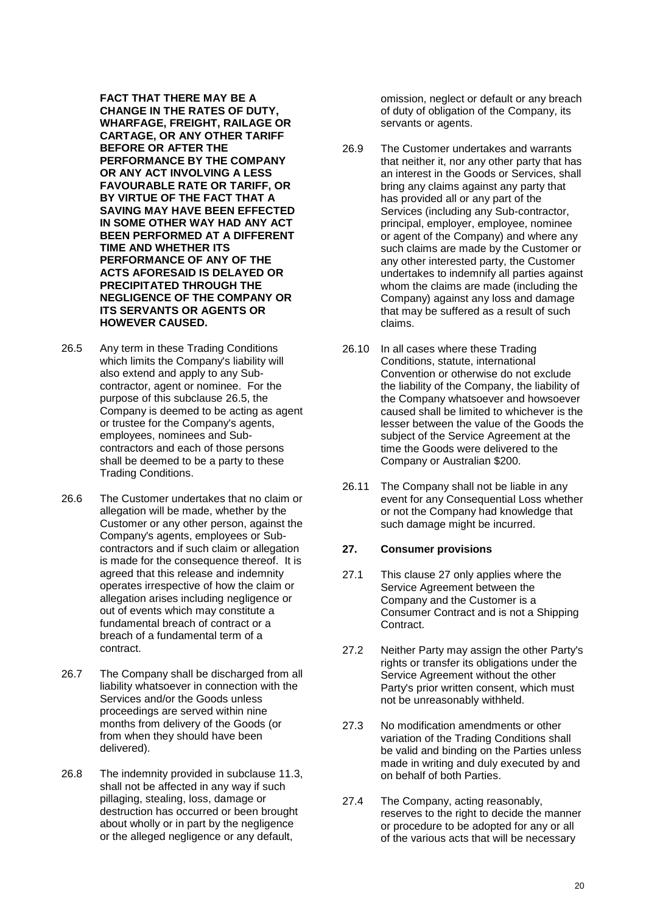**FACT THAT THERE MAY BE A CHANGE IN THE RATES OF DUTY, WHARFAGE, FREIGHT, RAILAGE OR CARTAGE, OR ANY OTHER TARIFF BEFORE OR AFTER THE PERFORMANCE BY THE COMPANY OR ANY ACT INVOLVING A LESS FAVOURABLE RATE OR TARIFF, OR BY VIRTUE OF THE FACT THAT A SAVING MAY HAVE BEEN EFFECTED IN SOME OTHER WAY HAD ANY ACT BEEN PERFORMED AT A DIFFERENT TIME AND WHETHER ITS PERFORMANCE OF ANY OF THE ACTS AFORESAID IS DELAYED OR PRECIPITATED THROUGH THE NEGLIGENCE OF THE COMPANY OR ITS SERVANTS OR AGENTS OR HOWEVER CAUSED.**

26.5 Any term in these Trading Conditions which limits the Company's liability will also extend and apply to any Sub-contractor, agent or nominee. For the purpose of this subclause 26.5, the Company is deemed to be acting as agent or trustee for the Company's agents, employees, nominees and Sub-contractors and each of those persons shall be deemed to be a party to these Trading Conditions.

26.6 The Customer undertakes that no claim or allegation will be made, whether by the Customer or any other person, against the Company's agents, employees or Sub-contractors and if such claim or allegation is made for the consequence thereof. It is agreed that this release and indemnity operates irrespective of how the claim or allegation arises including negligence or out of events which may constitute a fundamental breach of contract or a breach of a fundamental term of a contract.

26.7 The Company shall be discharged from all liability whatsoever in connection with the Services and/or the Goods unless proceedings are served within nine months from delivery of the Goods (or from when they should have been delivered).

26.8 The indemnity provided in subclause 11.3, shall not be affected in any way if such pillaging, stealing, loss, damage or destruction has occurred or been brought about wholly or in part by the negligence or the alleged negligence or any default, omission, neglect or default or any breach of duty of obligation of the Company, its servants or agents.

26.9 The Customer undertakes and warrants that neither it, nor any other party that has an interest in the Goods or Services, shall bring any claims against any party that has provided all or any part of the Services (including any Sub-contractor, principal, employer, employee, nominee or agent of the Company) and where any such claims are made by the Customer or any other interested party, the Customer undertakes to indemnify all parties against whom the claims are made (including the Company) against any loss and damage that may be suffered as a result of such claims.

26.10 In all cases where these Trading Conditions, statute, international Convention or otherwise do not exclude the liability of the Company, the liability of the Company whatsoever and howsoever caused shall be limited to whichever is the lesser between the value of the Goods the subject of the Service Agreement at the time the Goods were delivered to the Company or Australian $200.

26.11 The Company shall not be liable in any event for any Consequential Loss whether or not the Company had knowledge that such damage might be incurred.

## 27. Consumer provisions

27.1 This clause 27 only applies where the Service Agreement between the Company and the Customer is a Consumer Contract and is not a Shipping Contract.

27.2 Neither Party may assign the other Party's rights or transfer its obligations under the Service Agreement without the other Party's prior written consent, which must not be unreasonably withheld.

27.3 No modification amendments or other variation of the Trading Conditions shall be valid and binding on the Parties unless made in writing and duly executed by and on behalf of both Parties.

27.4 The Company, acting reasonably, reserves to the right to decide the manner or procedure to be adopted for any or all of the various acts that will be necessary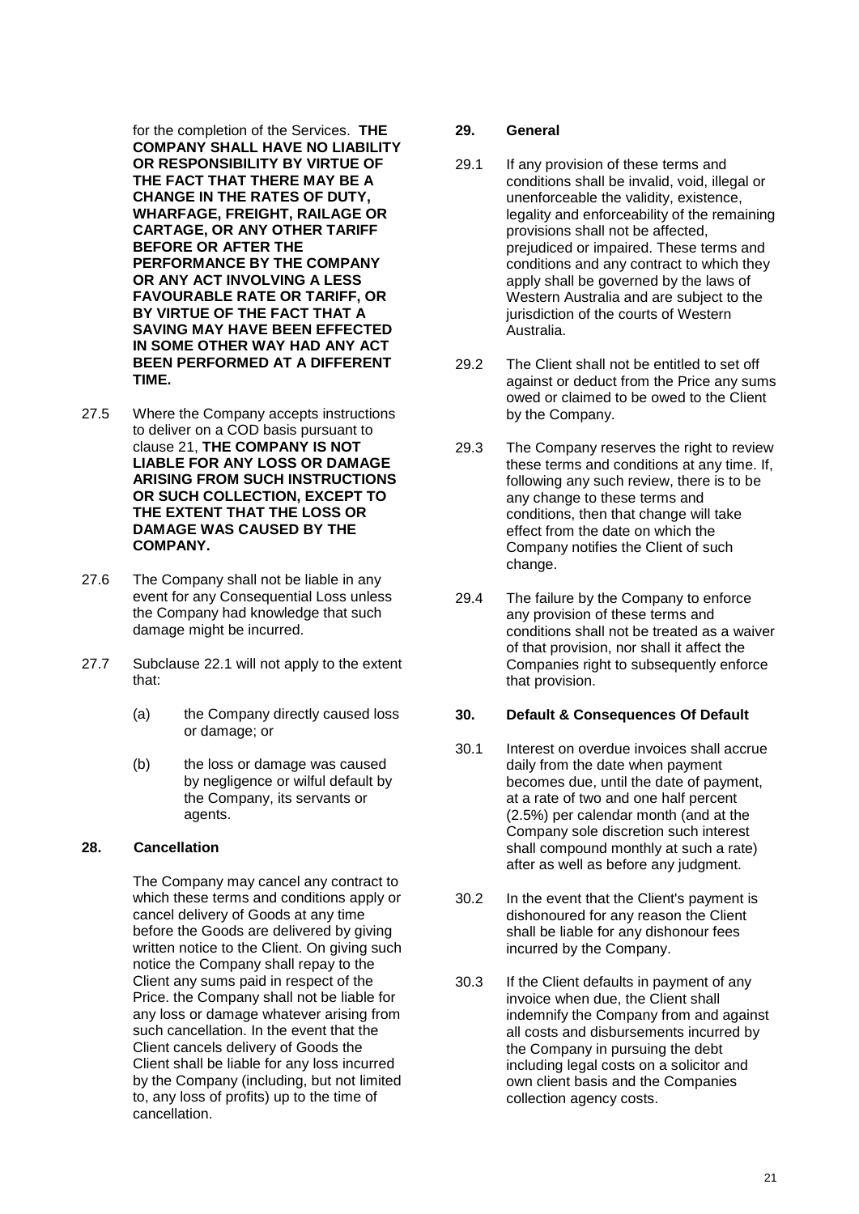for the completion of the Services. **THE COMPANY SHALL HAVE NO LIABILITY OR RESPONSIBILITY BY VIRTUE OF THE FACT THAT THERE MAY BE A CHANGE IN THE RATES OF DUTY, WHARFAGE, FREIGHT, RAILAGE OR CARTAGE, OR ANY OTHER TARIFF BEFORE OR AFTER THE PERFORMANCE BY THE COMPANY OR ANY ACT INVOLVING A LESS FAVOURABLE RATE OR TARIFF, OR BY VIRTUE OF THE FACT THAT A SAVING MAY HAVE BEEN EFFECTED IN SOME OTHER WAY HAD ANY ACT BEEN PERFORMED AT A DIFFERENT TIME.**

27.5 Where the Company accepts instructions to deliver on a COD basis pursuant to clause 21, **THE COMPANY IS NOT LIABLE FOR ANY LOSS OR DAMAGE ARISING FROM SUCH INSTRUCTIONS OR SUCH COLLECTION, EXCEPT TO THE EXTENT THAT THE LOSS OR DAMAGE WAS CAUSED BY THE COMPANY.**

27.6 The Company shall not be liable in any event for any Consequential Loss unless the Company had knowledge that such damage might be incurred.

27.7 Subclause 22.1 will not apply to the extent that:

(a) the Company directly caused loss or damage; or

(b) the loss or damage was caused by negligence or wilful default by the Company, its servants or agents.

## 28. Cancellation

The Company may cancel any contract to which these terms and conditions apply or cancel delivery of Goods at any time before the Goods are delivered by giving written notice to the Client. On giving such notice the Company shall repay to the Client any sums paid in respect of the Price. the Company shall not be liable for any loss or damage whatever arising from such cancellation. In the event that the Client cancels delivery of Goods the Client shall be liable for any loss incurred by the Company (including, but not limited to, any loss of profits) up to the time of cancellation.

## 29. General

29.1 If any provision of these terms and conditions shall be invalid, void, illegal or unenforceable the validity, existence, legality and enforceability of the remaining provisions shall not be affected, prejudiced or impaired. These terms and conditions and any contract to which they apply shall be governed by the laws of Western Australia and are subject to the jurisdiction of the courts of Western Australia.

29.2 The Client shall not be entitled to set off against or deduct from the Price any sums owed or claimed to be owed to the Client by the Company.

29.3 The Company reserves the right to review these terms and conditions at any time. If, following any such review, there is to be any change to these terms and conditions, then that change will take effect from the date on which the Company notifies the Client of such change.

29.4 The failure by the Company to enforce any provision of these terms and conditions shall not be treated as a waiver of that provision, nor shall it affect the Companies right to subsequently enforce that provision.

## 30. Default & Consequences Of Default

30.1 Interest on overdue invoices shall accrue daily from the date when payment becomes due, until the date of payment, at a rate of two and one half percent (2.5%) per calendar month (and at the Company sole discretion such interest shall compound monthly at such a rate) after as well as before any judgment.

30.2 In the event that the Client's payment is dishonoured for any reason the Client shall be liable for any dishonour fees incurred by the Company.

30.3 If the Client defaults in payment of any invoice when due, the Client shall indemnify the Company from and against all costs and disbursements incurred by the Company in pursuing the debt including legal costs on a solicitor and own client basis and the Companies collection agency costs.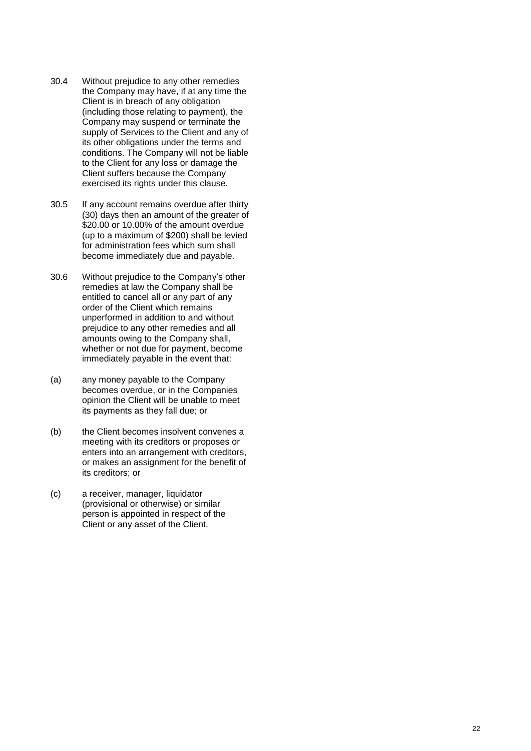30.4 Without prejudice to any other remedies the Company may have, if at any time the Client is in breach of any obligation (including those relating to payment), the Company may suspend or terminate the supply of Services to the Client and any of its other obligations under the terms and conditions. The Company will not be liable to the Client for any loss or damage the Client suffers because the Company exercised its rights under this clause.

30.5 If any account remains overdue after thirty (30) days then an amount of the greater of $20.00 or 10.00% of the amount overdue (up to a maximum of $200) shall be levied for administration fees which sum shall become immediately due and payable.

30.6 Without prejudice to the Company's other remedies at law the Company shall be entitled to cancel all or any part of any order of the Client which remains unperformed in addition to and without prejudice to any other remedies and all amounts owing to the Company shall, whether or not due for payment, become immediately payable in the event that:

(a) any money payable to the Company becomes overdue, or in the Companies opinion the Client will be unable to meet its payments as they fall due; or

(b) the Client becomes insolvent convenes a meeting with its creditors or proposes or enters into an arrangement with creditors, or makes an assignment for the benefit of its creditors; or

(c) a receiver, manager, liquidator (provisional or otherwise) or similar person is appointed in respect of the Client or any asset of the Client.